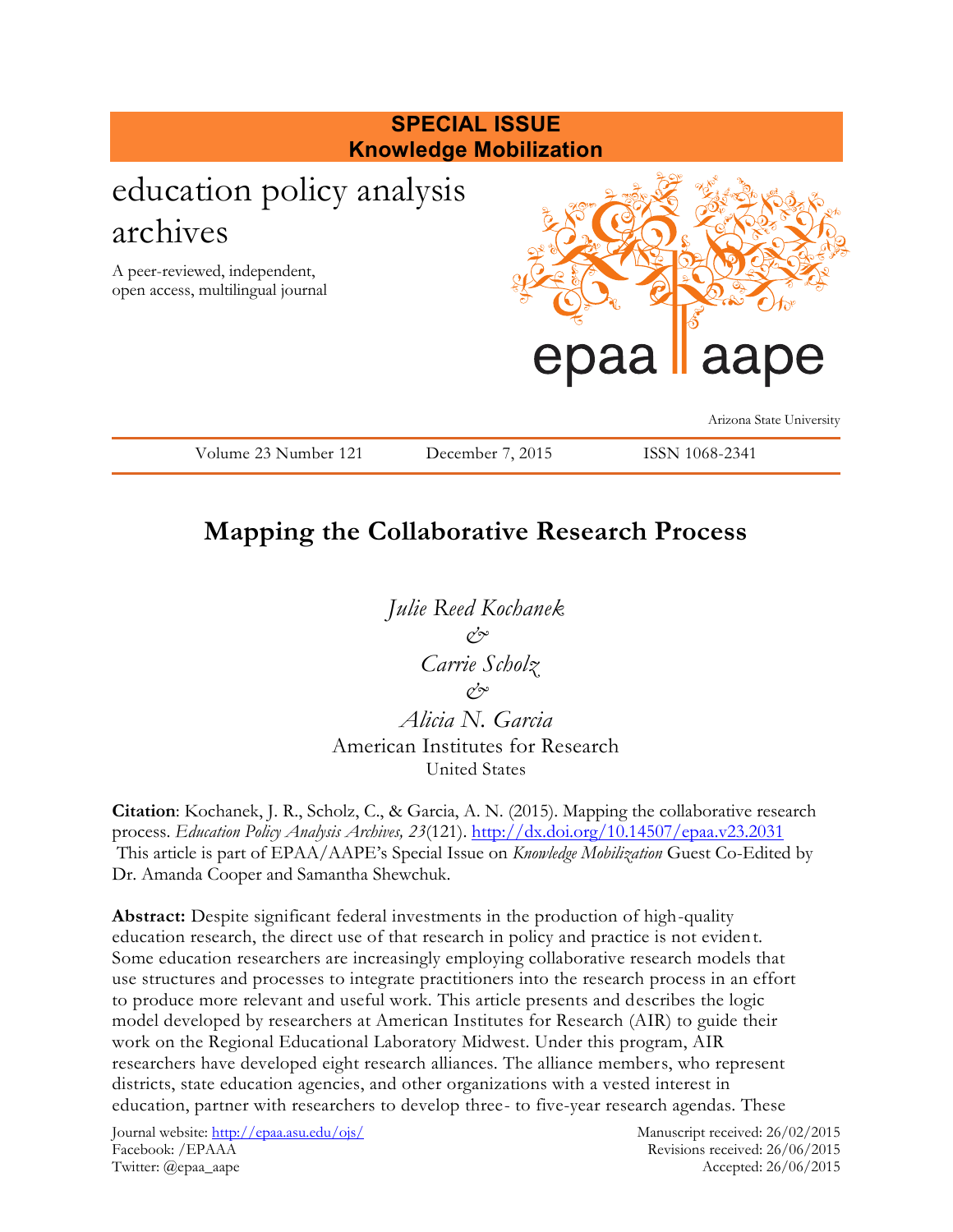**SPECIAL ISSUE**
**Knowledge Mobilization**

education policy analysis archives

A peer-reviewed, independent, open access, multilingual journal

epaa aape

Arizona State University

Volume 23 Number 121 December 7, 2015 ISSN 1068-2341

# Mapping the Collaborative Research Process

*Julie Reed Kochanek*
*&*
*Carrie Scholz*
*&*
*Alicia N. Garcia*
American Institutes for Research
United States

**Citation**: Kochanek, J. R., Scholz, C., & Garcia, A. N. (2015). Mapping the collaborative research process. *Education Policy Analysis Archives, 23*(121). http://dx.doi.org/10.14507/epaa.v23.2031 This article is part of EPAA/AAPE's Special Issue on *Knowledge Mobilization* Guest Co-Edited by Dr. Amanda Cooper and Samantha Shewchuk.

**Abstract:** Despite significant federal investments in the production of high-quality education research, the direct use of that research in policy and practice is not evident. Some education researchers are increasingly employing collaborative research models that use structures and processes to integrate practitioners into the research process in an effort to produce more relevant and useful work. This article presents and describes the logic model developed by researchers at American Institutes for Research (AIR) to guide their work on the Regional Educational Laboratory Midwest. Under this program, AIR researchers have developed eight research alliances. The alliance members, who represent districts, state education agencies, and other organizations with a vested interest in education, partner with researchers to develop three- to five-year research agendas. These

Journal website: http://epaa.asu.edu/ojs/
Facebook: /EPAAA
Twitter: @epaa_aape

Manuscript received: 26/02/2015
Revisions received: 26/06/2015
Accepted: 26/06/2015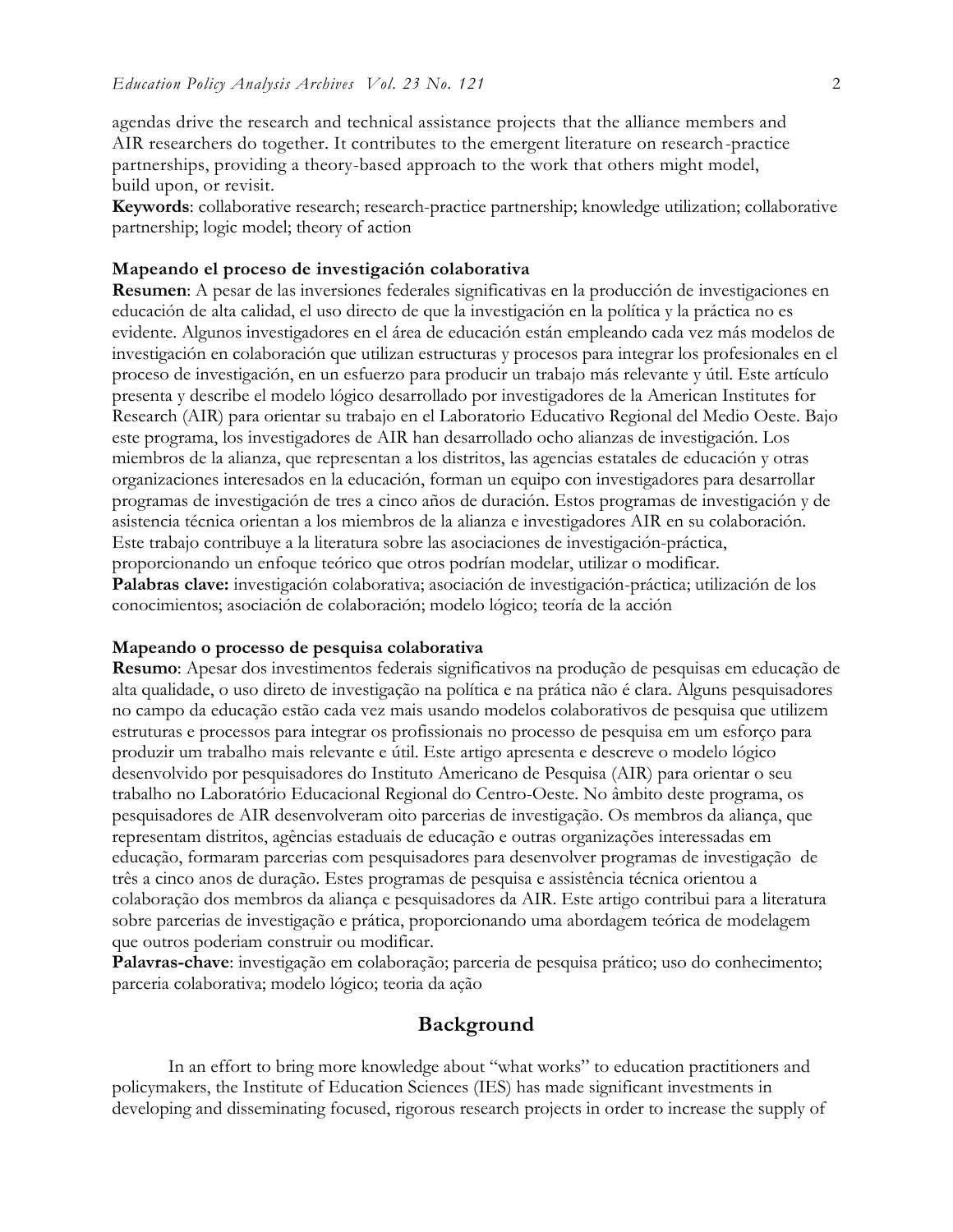agendas drive the research and technical assistance projects that the alliance members and AIR researchers do together. It contributes to the emergent literature on research-practice partnerships, providing a theory-based approach to the work that others might model, build upon, or revisit.

**Keywords**: collaborative research; research-practice partnership; knowledge utilization; collaborative partnership; logic model; theory of action

**Mapeando el proceso de investigación colaborativa**

**Resumen**: A pesar de las inversiones federales significativas en la producción de investigaciones en educación de alta calidad, el uso directo de que la investigación en la política y la práctica no es evidente. Algunos investigadores en el área de educación están empleando cada vez más modelos de investigación en colaboración que utilizan estructuras y procesos para integrar los profesionales en el proceso de investigación, en un esfuerzo para producir un trabajo más relevante y útil. Este artículo presenta y describe el modelo lógico desarrollado por investigadores de la American Institutes for Research (AIR) para orientar su trabajo en el Laboratorio Educativo Regional del Medio Oeste. Bajo este programa, los investigadores de AIR han desarrollado ocho alianzas de investigación. Los miembros de la alianza, que representan a los distritos, las agencias estatales de educación y otras organizaciones interesados en la educación, forman un equipo con investigadores para desarrollar programas de investigación de tres a cinco años de duración. Estos programas de investigación y de asistencia técnica orientan a los miembros de la alianza e investigadores AIR en su colaboración. Este trabajo contribuye a la literatura sobre las asociaciones de investigación-práctica, proporcionando un enfoque teórico que otros podrían modelar, utilizar o modificar.

**Palabras clave:** investigación colaborativa; asociación de investigación-práctica; utilización de los conocimientos; asociación de colaboración; modelo lógico; teoría de la acción

**Mapeando o processo de pesquisa colaborativa**

**Resumo**: Apesar dos investimentos federais significativos na produção de pesquisas em educação de alta qualidade, o uso direto de investigação na política e na prática não é clara. Alguns pesquisadores no campo da educação estão cada vez mais usando modelos colaborativos de pesquisa que utilizem estruturas e processos para integrar os profissionais no processo de pesquisa em um esforço para produzir um trabalho mais relevante e útil. Este artigo apresenta e descreve o modelo lógico desenvolvido por pesquisadores do Instituto Americano de Pesquisa (AIR) para orientar o seu trabalho no Laboratório Educacional Regional do Centro-Oeste. No âmbito deste programa, os pesquisadores de AIR desenvolveram oito parcerias de investigação. Os membros da aliança, que representam distritos, agências estaduais de educação e outras organizações interessadas em educação, formaram parcerias com pesquisadores para desenvolver programas de investigação de três a cinco anos de duração. Estes programas de pesquisa e assistência técnica orientou a colaboração dos membros da aliança e pesquisadores da AIR. Este artigo contribui para a literatura sobre parcerias de investigação e prática, proporcionando uma abordagem teórica de modelagem que outros poderiam construir ou modificar.

**Palavras-chave**: investigação em colaboração; parceria de pesquisa prático; uso do conhecimento; parceria colaborativa; modelo lógico; teoria da ação

## Background

In an effort to bring more knowledge about "what works" to education practitioners and policymakers, the Institute of Education Sciences (IES) has made significant investments in developing and disseminating focused, rigorous research projects in order to increase the supply of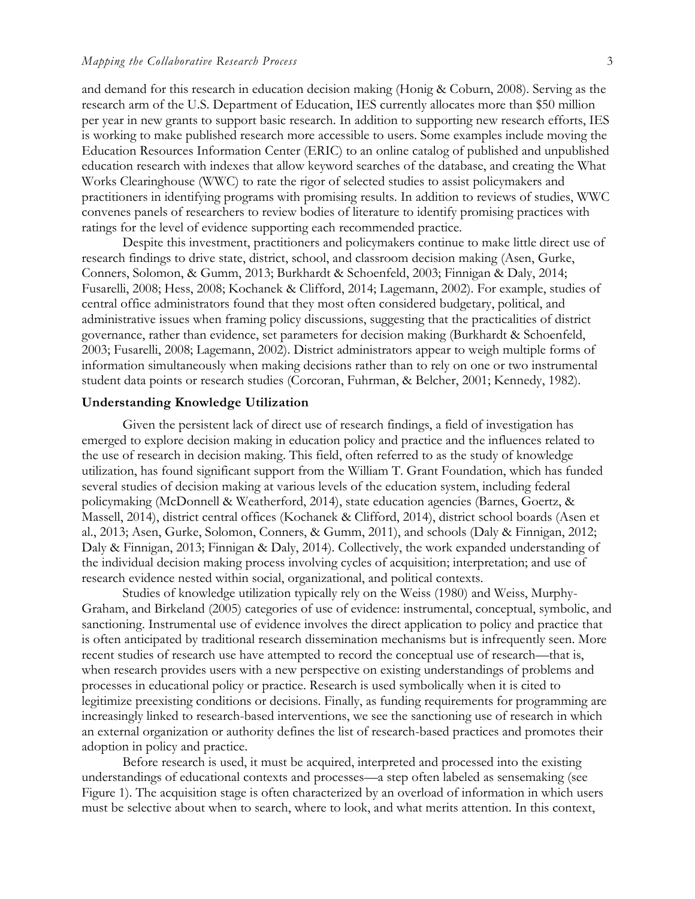and demand for this research in education decision making (Honig & Coburn, 2008). Serving as the research arm of the U.S. Department of Education, IES currently allocates more than $50 million per year in new grants to support basic research. In addition to supporting new research efforts, IES is working to make published research more accessible to users. Some examples include moving the Education Resources Information Center (ERIC) to an online catalog of published and unpublished education research with indexes that allow keyword searches of the database, and creating the What Works Clearinghouse (WWC) to rate the rigor of selected studies to assist policymakers and practitioners in identifying programs with promising results. In addition to reviews of studies, WWC convenes panels of researchers to review bodies of literature to identify promising practices with ratings for the level of evidence supporting each recommended practice.

Despite this investment, practitioners and policymakers continue to make little direct use of research findings to drive state, district, school, and classroom decision making (Asen, Gurke, Conners, Solomon, & Gumm, 2013; Burkhardt & Schoenfeld, 2003; Finnigan & Daly, 2014; Fusarelli, 2008; Hess, 2008; Kochanek & Clifford, 2014; Lagemann, 2002). For example, studies of central office administrators found that they most often considered budgetary, political, and administrative issues when framing policy discussions, suggesting that the practicalities of district governance, rather than evidence, set parameters for decision making (Burkhardt & Schoenfeld, 2003; Fusarelli, 2008; Lagemann, 2002). District administrators appear to weigh multiple forms of information simultaneously when making decisions rather than to rely on one or two instrumental student data points or research studies (Corcoran, Fuhrman, & Belcher, 2001; Kennedy, 1982).

**Understanding Knowledge Utilization**

Given the persistent lack of direct use of research findings, a field of investigation has emerged to explore decision making in education policy and practice and the influences related to the use of research in decision making. This field, often referred to as the study of knowledge utilization, has found significant support from the William T. Grant Foundation, which has funded several studies of decision making at various levels of the education system, including federal policymaking (McDonnell & Weatherford, 2014), state education agencies (Barnes, Goertz, & Massell, 2014), district central offices (Kochanek & Clifford, 2014), district school boards (Asen et al., 2013; Asen, Gurke, Solomon, Conners, & Gumm, 2011), and schools (Daly & Finnigan, 2012; Daly & Finnigan, 2013; Finnigan & Daly, 2014). Collectively, the work expanded understanding of the individual decision making process involving cycles of acquisition; interpretation; and use of research evidence nested within social, organizational, and political contexts.

Studies of knowledge utilization typically rely on the Weiss (1980) and Weiss, Murphy-Graham, and Birkeland (2005) categories of use of evidence: instrumental, conceptual, symbolic, and sanctioning. Instrumental use of evidence involves the direct application to policy and practice that is often anticipated by traditional research dissemination mechanisms but is infrequently seen. More recent studies of research use have attempted to record the conceptual use of research—that is, when research provides users with a new perspective on existing understandings of problems and processes in educational policy or practice. Research is used symbolically when it is cited to legitimize preexisting conditions or decisions. Finally, as funding requirements for programming are increasingly linked to research-based interventions, we see the sanctioning use of research in which an external organization or authority defines the list of research-based practices and promotes their adoption in policy and practice.

Before research is used, it must be acquired, interpreted and processed into the existing understandings of educational contexts and processes—a step often labeled as sensemaking (see Figure 1). The acquisition stage is often characterized by an overload of information in which users must be selective about when to search, where to look, and what merits attention. In this context,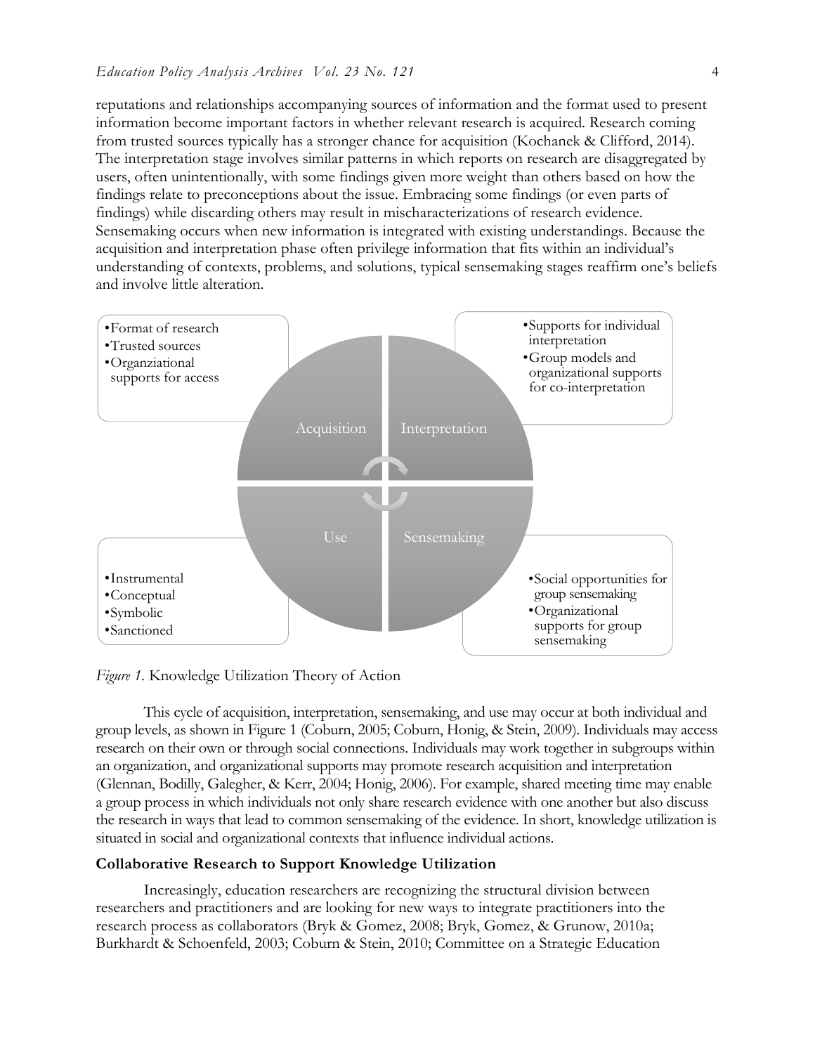reputations and relationships accompanying sources of information and the format used to present information become important factors in whether relevant research is acquired. Research coming from trusted sources typically has a stronger chance for acquisition (Kochanek & Clifford, 2014). The interpretation stage involves similar patterns in which reports on research are disaggregated by users, often unintentionally, with some findings given more weight than others based on how the findings relate to preconceptions about the issue. Embracing some findings (or even parts of findings) while discarding others may result in mischaracterizations of research evidence. Sensemaking occurs when new information is integrated with existing understandings. Because the acquisition and interpretation phase often privilege information that fits within an individual's understanding of contexts, problems, and solutions, typical sensemaking stages reaffirm one's beliefs and involve little alteration.

•Format of research
•Trusted sources
•Organziational supports for access

•Supports for individual interpretation
•Group models and organizational supports for co-interpretation

Acquisition

Interpretation

Use

Sensemaking

•Instrumental
•Conceptual
•Symbolic
•Sanctioned

•Social opportunities for group sensemaking
•Organizational supports for group sensemaking

*Figure 1.* Knowledge Utilization Theory of Action

This cycle of acquisition, interpretation, sensemaking, and use may occur at both individual and group levels, as shown in Figure 1 (Coburn, 2005; Coburn, Honig, & Stein, 2009). Individuals may access research on their own or through social connections. Individuals may work together in subgroups within an organization, and organizational supports may promote research acquisition and interpretation (Glennan, Bodilly, Galegher, & Kerr, 2004; Honig, 2006). For example, shared meeting time may enable a group process in which individuals not only share research evidence with one another but also discuss the research in ways that lead to common sensemaking of the evidence. In short, knowledge utilization is situated in social and organizational contexts that influence individual actions.

### Collaborative Research to Support Knowledge Utilization

Increasingly, education researchers are recognizing the structural division between researchers and practitioners and are looking for new ways to integrate practitioners into the research process as collaborators (Bryk & Gomez, 2008; Bryk, Gomez, & Grunow, 2010a; Burkhardt & Schoenfeld, 2003; Coburn & Stein, 2010; Committee on a Strategic Education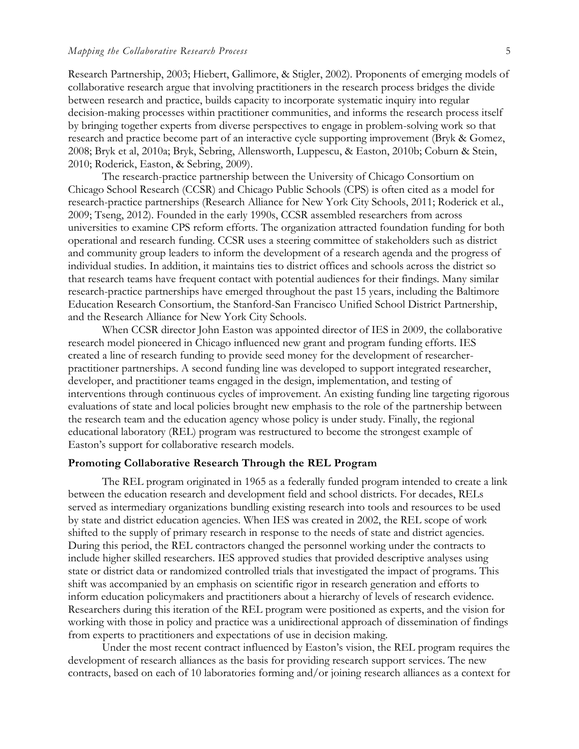Research Partnership, 2003; Hiebert, Gallimore, & Stigler, 2002). Proponents of emerging models of collaborative research argue that involving practitioners in the research process bridges the divide between research and practice, builds capacity to incorporate systematic inquiry into regular decision-making processes within practitioner communities, and informs the research process itself by bringing together experts from diverse perspectives to engage in problem-solving work so that research and practice become part of an interactive cycle supporting improvement (Bryk & Gomez, 2008; Bryk et al, 2010a; Bryk, Sebring, Allensworth, Luppescu, & Easton, 2010b; Coburn & Stein, 2010; Roderick, Easton, & Sebring, 2009).

The research-practice partnership between the University of Chicago Consortium on Chicago School Research (CCSR) and Chicago Public Schools (CPS) is often cited as a model for research-practice partnerships (Research Alliance for New York City Schools, 2011; Roderick et al., 2009; Tseng, 2012). Founded in the early 1990s, CCSR assembled researchers from across universities to examine CPS reform efforts. The organization attracted foundation funding for both operational and research funding. CCSR uses a steering committee of stakeholders such as district and community group leaders to inform the development of a research agenda and the progress of individual studies. In addition, it maintains ties to district offices and schools across the district so that research teams have frequent contact with potential audiences for their findings. Many similar research-practice partnerships have emerged throughout the past 15 years, including the Baltimore Education Research Consortium, the Stanford-San Francisco Unified School District Partnership, and the Research Alliance for New York City Schools.

When CCSR director John Easton was appointed director of IES in 2009, the collaborative research model pioneered in Chicago influenced new grant and program funding efforts. IES created a line of research funding to provide seed money for the development of researcher-practitioner partnerships. A second funding line was developed to support integrated researcher, developer, and practitioner teams engaged in the design, implementation, and testing of interventions through continuous cycles of improvement. An existing funding line targeting rigorous evaluations of state and local policies brought new emphasis to the role of the partnership between the research team and the education agency whose policy is under study. Finally, the regional educational laboratory (REL) program was restructured to become the strongest example of Easton's support for collaborative research models.

### Promoting Collaborative Research Through the REL Program

The REL program originated in 1965 as a federally funded program intended to create a link between the education research and development field and school districts. For decades, RELs served as intermediary organizations bundling existing research into tools and resources to be used by state and district education agencies. When IES was created in 2002, the REL scope of work shifted to the supply of primary research in response to the needs of state and district agencies. During this period, the REL contractors changed the personnel working under the contracts to include higher skilled researchers. IES approved studies that provided descriptive analyses using state or district data or randomized controlled trials that investigated the impact of programs. This shift was accompanied by an emphasis on scientific rigor in research generation and efforts to inform education policymakers and practitioners about a hierarchy of levels of research evidence. Researchers during this iteration of the REL program were positioned as experts, and the vision for working with those in policy and practice was a unidirectional approach of dissemination of findings from experts to practitioners and expectations of use in decision making.

Under the most recent contract influenced by Easton's vision, the REL program requires the development of research alliances as the basis for providing research support services. The new contracts, based on each of 10 laboratories forming and/or joining research alliances as a context for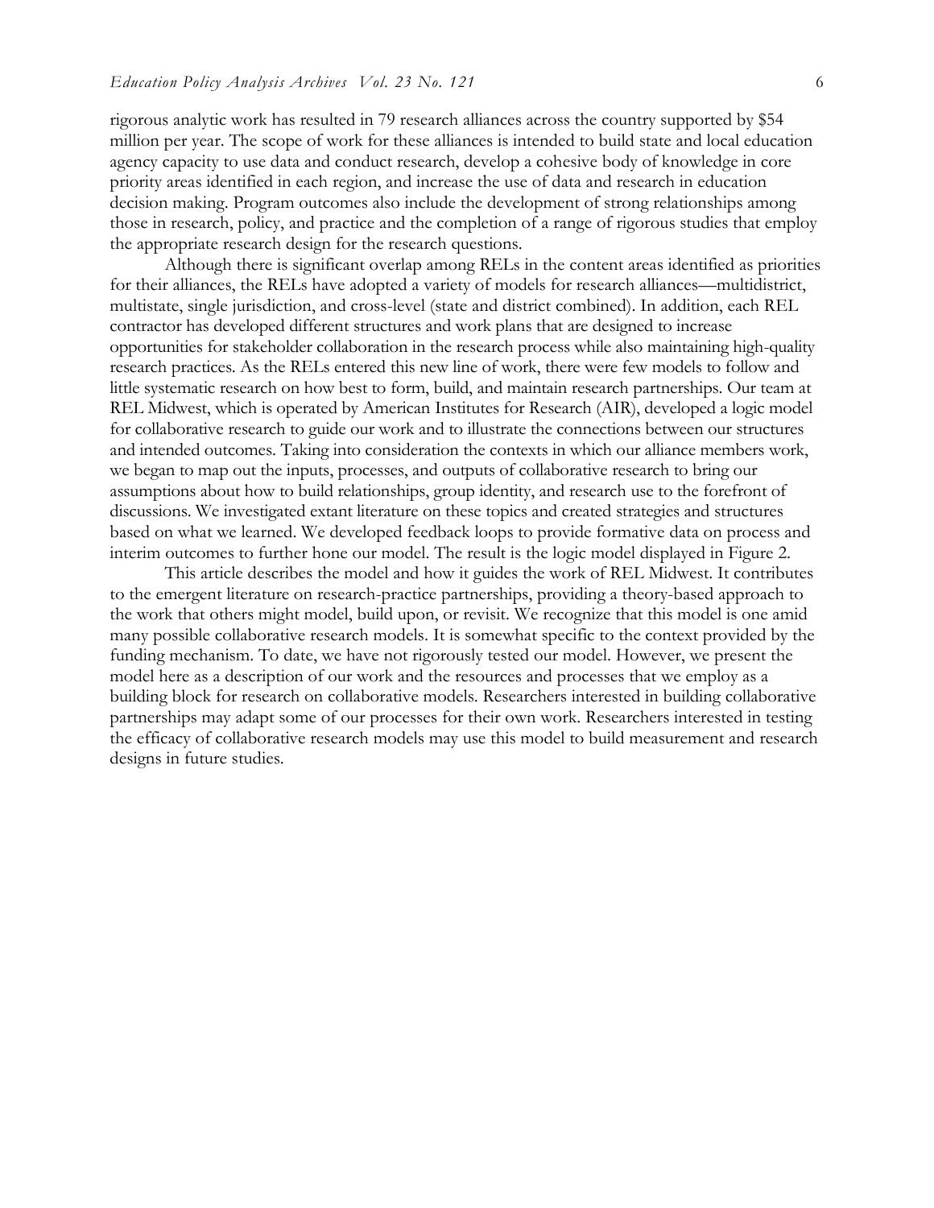rigorous analytic work has resulted in 79 research alliances across the country supported by $54 million per year. The scope of work for these alliances is intended to build state and local education agency capacity to use data and conduct research, develop a cohesive body of knowledge in core priority areas identified in each region, and increase the use of data and research in education decision making. Program outcomes also include the development of strong relationships among those in research, policy, and practice and the completion of a range of rigorous studies that employ the appropriate research design for the research questions.

Although there is significant overlap among RELs in the content areas identified as priorities for their alliances, the RELs have adopted a variety of models for research alliances—multidistrict, multistate, single jurisdiction, and cross-level (state and district combined). In addition, each REL contractor has developed different structures and work plans that are designed to increase opportunities for stakeholder collaboration in the research process while also maintaining high-quality research practices. As the RELs entered this new line of work, there were few models to follow and little systematic research on how best to form, build, and maintain research partnerships. Our team at REL Midwest, which is operated by American Institutes for Research (AIR), developed a logic model for collaborative research to guide our work and to illustrate the connections between our structures and intended outcomes. Taking into consideration the contexts in which our alliance members work, we began to map out the inputs, processes, and outputs of collaborative research to bring our assumptions about how to build relationships, group identity, and research use to the forefront of discussions. We investigated extant literature on these topics and created strategies and structures based on what we learned. We developed feedback loops to provide formative data on process and interim outcomes to further hone our model. The result is the logic model displayed in Figure 2.

This article describes the model and how it guides the work of REL Midwest. It contributes to the emergent literature on research-practice partnerships, providing a theory-based approach to the work that others might model, build upon, or revisit. We recognize that this model is one amid many possible collaborative research models. It is somewhat specific to the context provided by the funding mechanism. To date, we have not rigorously tested our model. However, we present the model here as a description of our work and the resources and processes that we employ as a building block for research on collaborative models. Researchers interested in building collaborative partnerships may adapt some of our processes for their own work. Researchers interested in testing the efficacy of collaborative research models may use this model to build measurement and research designs in future studies.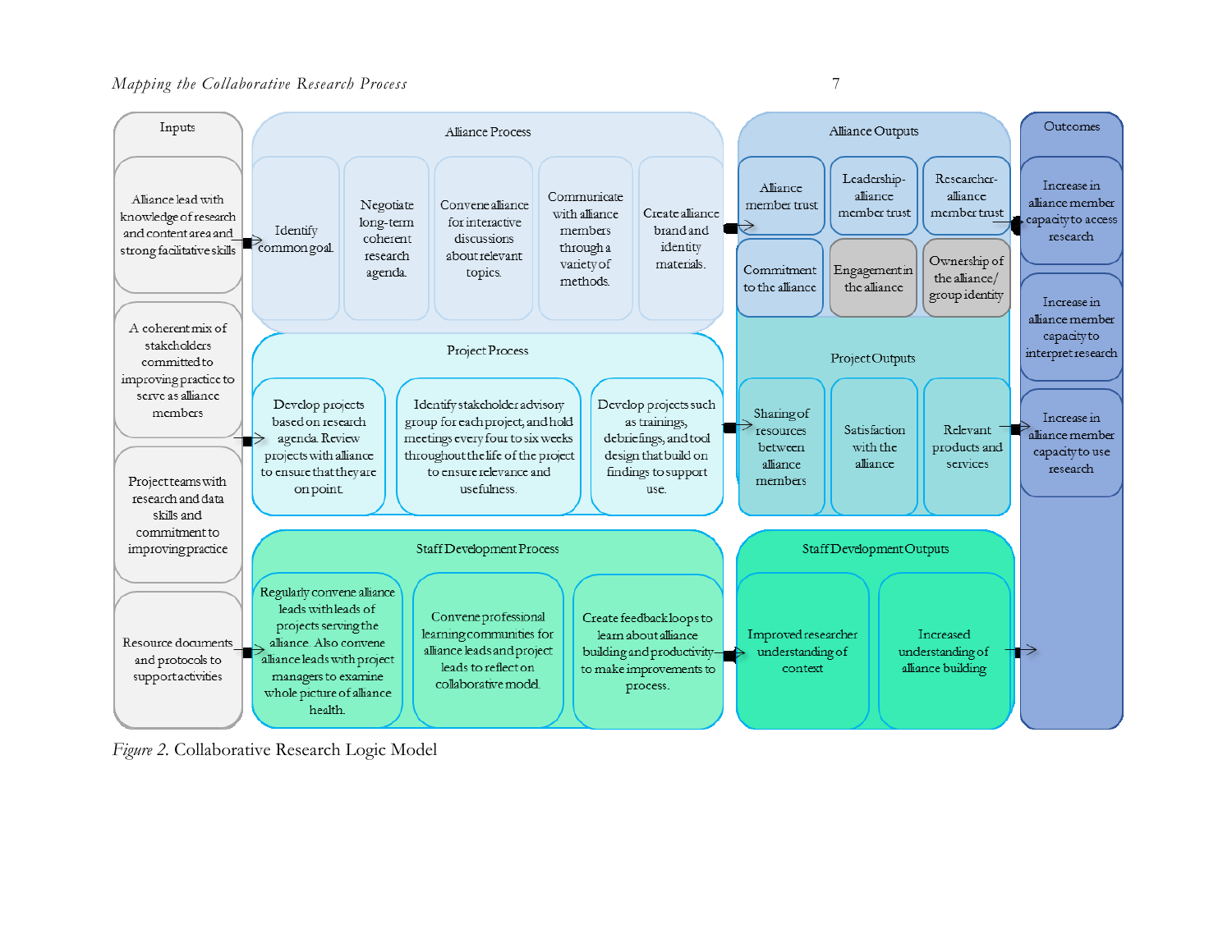Inputs

Alliance lead with knowledge of research and content area and strong facilitative skills

A coherent mix of stakeholders committed to improving practice to serve as alliance members

Project teams with research and data skills and commitment to improving practice

Resource documents and protocols to support activities

Alliance Process

Identify common goal.

Negotiate long-term coherent research agenda.

Convene alliance for interactive discussions about relevant topics.

Communicate with alliance members through a variety of methods.

Create alliance brand and identity materials.

Project Process

Develop projects based on research agenda. Review projects with alliance to ensure that they are on point.

Identify stakeholder advisory group for each project, and hold meetings every four to six weeks throughout the life of the project to ensure relevance and usefulness.

Develop projects such as trainings, debriefings, and tool design that build on findings to support use.

Staff Development Process

Regularly convene alliance leads with leads of projects serving the alliance. Also convene alliance leads with project managers to examine whole picture of alliance health.

Convene professional learning communities for alliance leads and project leads to reflect on collaborative model.

Create feedback loops to learn about alliance building and productivity to make improvements to process.

Alliance Outputs

Alliance member trust

Leadership-alliance member trust

Researcher-alliance member trust

Commitment to the alliance

Engagement in the alliance

Ownership of the alliance/ group identity

Project Outputs

Sharing of resources between alliance members

Satisfaction with the alliance

Relevant products and services

Staff Development Outputs

Improved researcher understanding of context

Increased understanding of alliance building

Outcomes

Increase in alliance member capacity to access research

Increase in alliance member capacity to interpret research

Increase in alliance member capacity to use research

*Figure 2.* Collaborative Research Logic Model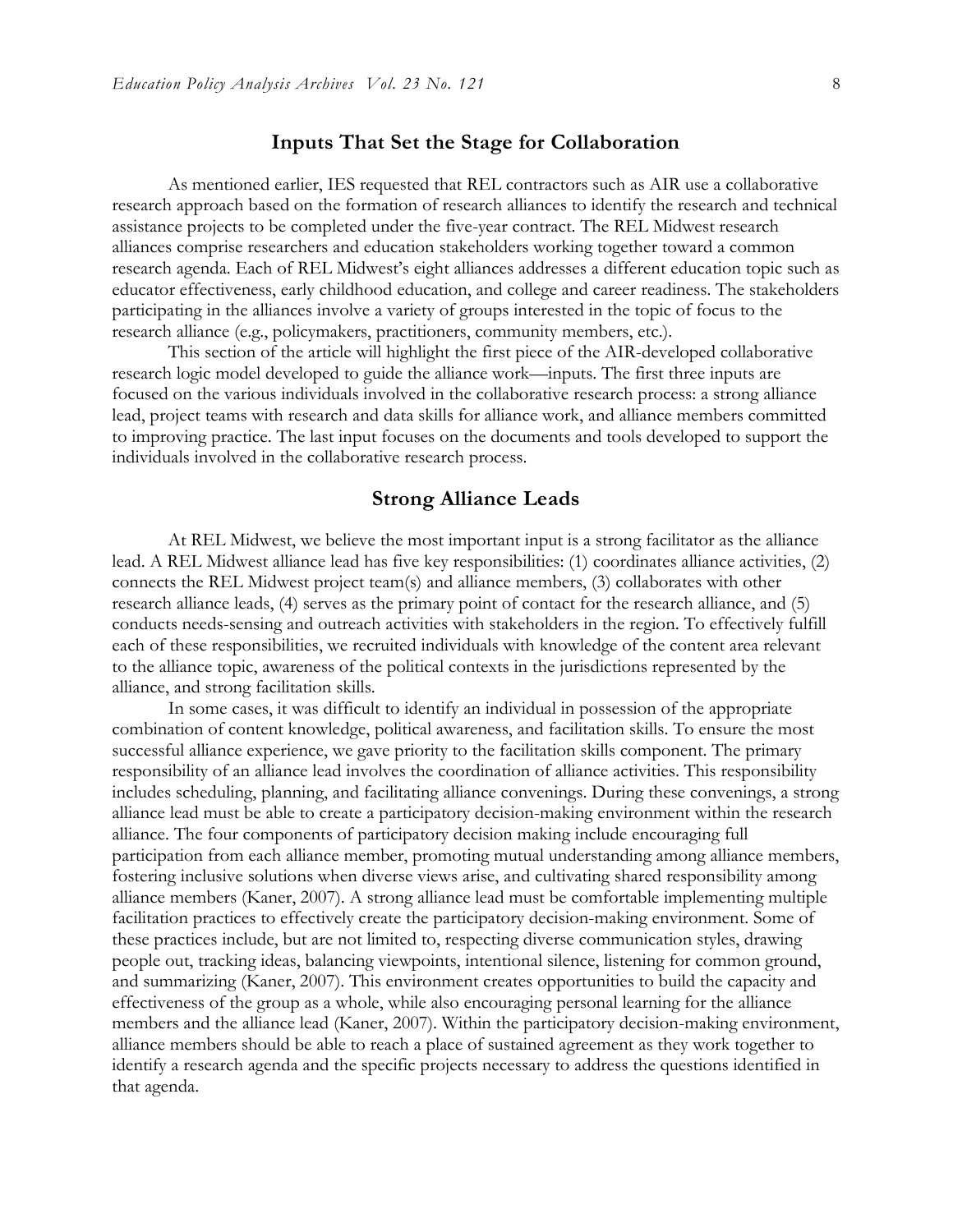## Inputs That Set the Stage for Collaboration

As mentioned earlier, IES requested that REL contractors such as AIR use a collaborative research approach based on the formation of research alliances to identify the research and technical assistance projects to be completed under the five-year contract. The REL Midwest research alliances comprise researchers and education stakeholders working together toward a common research agenda. Each of REL Midwest's eight alliances addresses a different education topic such as educator effectiveness, early childhood education, and college and career readiness. The stakeholders participating in the alliances involve a variety of groups interested in the topic of focus to the research alliance (e.g., policymakers, practitioners, community members, etc.).

This section of the article will highlight the first piece of the AIR-developed collaborative research logic model developed to guide the alliance work—inputs. The first three inputs are focused on the various individuals involved in the collaborative research process: a strong alliance lead, project teams with research and data skills for alliance work, and alliance members committed to improving practice. The last input focuses on the documents and tools developed to support the individuals involved in the collaborative research process.

## Strong Alliance Leads

At REL Midwest, we believe the most important input is a strong facilitator as the alliance lead. A REL Midwest alliance lead has five key responsibilities: (1) coordinates alliance activities, (2) connects the REL Midwest project team(s) and alliance members, (3) collaborates with other research alliance leads, (4) serves as the primary point of contact for the research alliance, and (5) conducts needs-sensing and outreach activities with stakeholders in the region. To effectively fulfill each of these responsibilities, we recruited individuals with knowledge of the content area relevant to the alliance topic, awareness of the political contexts in the jurisdictions represented by the alliance, and strong facilitation skills.

In some cases, it was difficult to identify an individual in possession of the appropriate combination of content knowledge, political awareness, and facilitation skills. To ensure the most successful alliance experience, we gave priority to the facilitation skills component. The primary responsibility of an alliance lead involves the coordination of alliance activities. This responsibility includes scheduling, planning, and facilitating alliance convenings. During these convenings, a strong alliance lead must be able to create a participatory decision-making environment within the research alliance. The four components of participatory decision making include encouraging full participation from each alliance member, promoting mutual understanding among alliance members, fostering inclusive solutions when diverse views arise, and cultivating shared responsibility among alliance members (Kaner, 2007). A strong alliance lead must be comfortable implementing multiple facilitation practices to effectively create the participatory decision-making environment. Some of these practices include, but are not limited to, respecting diverse communication styles, drawing people out, tracking ideas, balancing viewpoints, intentional silence, listening for common ground, and summarizing (Kaner, 2007). This environment creates opportunities to build the capacity and effectiveness of the group as a whole, while also encouraging personal learning for the alliance members and the alliance lead (Kaner, 2007). Within the participatory decision-making environment, alliance members should be able to reach a place of sustained agreement as they work together to identify a research agenda and the specific projects necessary to address the questions identified in that agenda.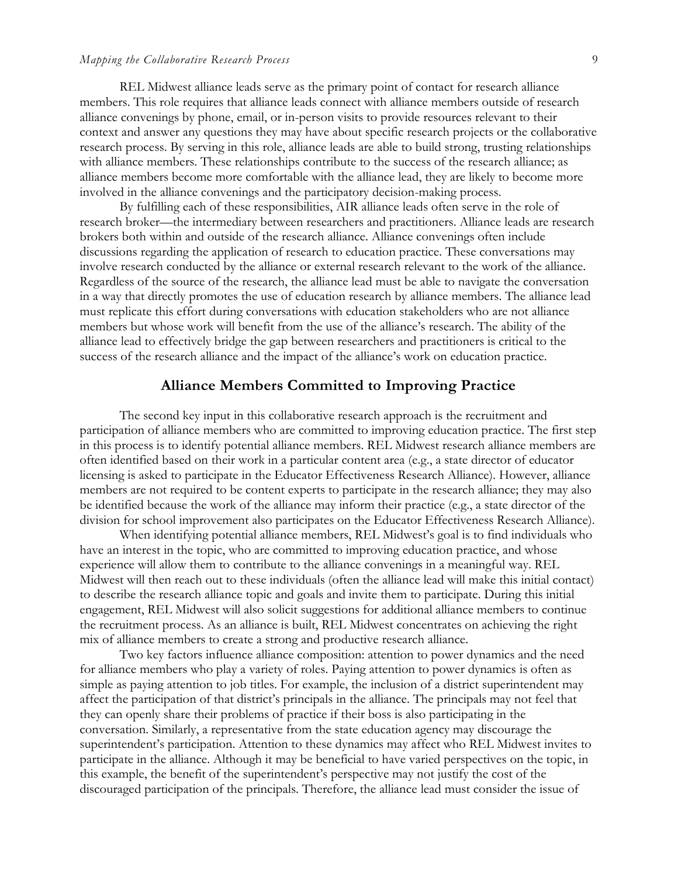REL Midwest alliance leads serve as the primary point of contact for research alliance members. This role requires that alliance leads connect with alliance members outside of research alliance convenings by phone, email, or in-person visits to provide resources relevant to their context and answer any questions they may have about specific research projects or the collaborative research process. By serving in this role, alliance leads are able to build strong, trusting relationships with alliance members. These relationships contribute to the success of the research alliance; as alliance members become more comfortable with the alliance lead, they are likely to become more involved in the alliance convenings and the participatory decision-making process.

By fulfilling each of these responsibilities, AIR alliance leads often serve in the role of research broker—the intermediary between researchers and practitioners. Alliance leads are research brokers both within and outside of the research alliance. Alliance convenings often include discussions regarding the application of research to education practice. These conversations may involve research conducted by the alliance or external research relevant to the work of the alliance. Regardless of the source of the research, the alliance lead must be able to navigate the conversation in a way that directly promotes the use of education research by alliance members. The alliance lead must replicate this effort during conversations with education stakeholders who are not alliance members but whose work will benefit from the use of the alliance's research. The ability of the alliance lead to effectively bridge the gap between researchers and practitioners is critical to the success of the research alliance and the impact of the alliance's work on education practice.

## Alliance Members Committed to Improving Practice

The second key input in this collaborative research approach is the recruitment and participation of alliance members who are committed to improving education practice. The first step in this process is to identify potential alliance members. REL Midwest research alliance members are often identified based on their work in a particular content area (e.g., a state director of educator licensing is asked to participate in the Educator Effectiveness Research Alliance). However, alliance members are not required to be content experts to participate in the research alliance; they may also be identified because the work of the alliance may inform their practice (e.g., a state director of the division for school improvement also participates on the Educator Effectiveness Research Alliance).

When identifying potential alliance members, REL Midwest's goal is to find individuals who have an interest in the topic, who are committed to improving education practice, and whose experience will allow them to contribute to the alliance convenings in a meaningful way. REL Midwest will then reach out to these individuals (often the alliance lead will make this initial contact) to describe the research alliance topic and goals and invite them to participate. During this initial engagement, REL Midwest will also solicit suggestions for additional alliance members to continue the recruitment process. As an alliance is built, REL Midwest concentrates on achieving the right mix of alliance members to create a strong and productive research alliance.

Two key factors influence alliance composition: attention to power dynamics and the need for alliance members who play a variety of roles. Paying attention to power dynamics is often as simple as paying attention to job titles. For example, the inclusion of a district superintendent may affect the participation of that district's principals in the alliance. The principals may not feel that they can openly share their problems of practice if their boss is also participating in the conversation. Similarly, a representative from the state education agency may discourage the superintendent's participation. Attention to these dynamics may affect who REL Midwest invites to participate in the alliance. Although it may be beneficial to have varied perspectives on the topic, in this example, the benefit of the superintendent's perspective may not justify the cost of the discouraged participation of the principals. Therefore, the alliance lead must consider the issue of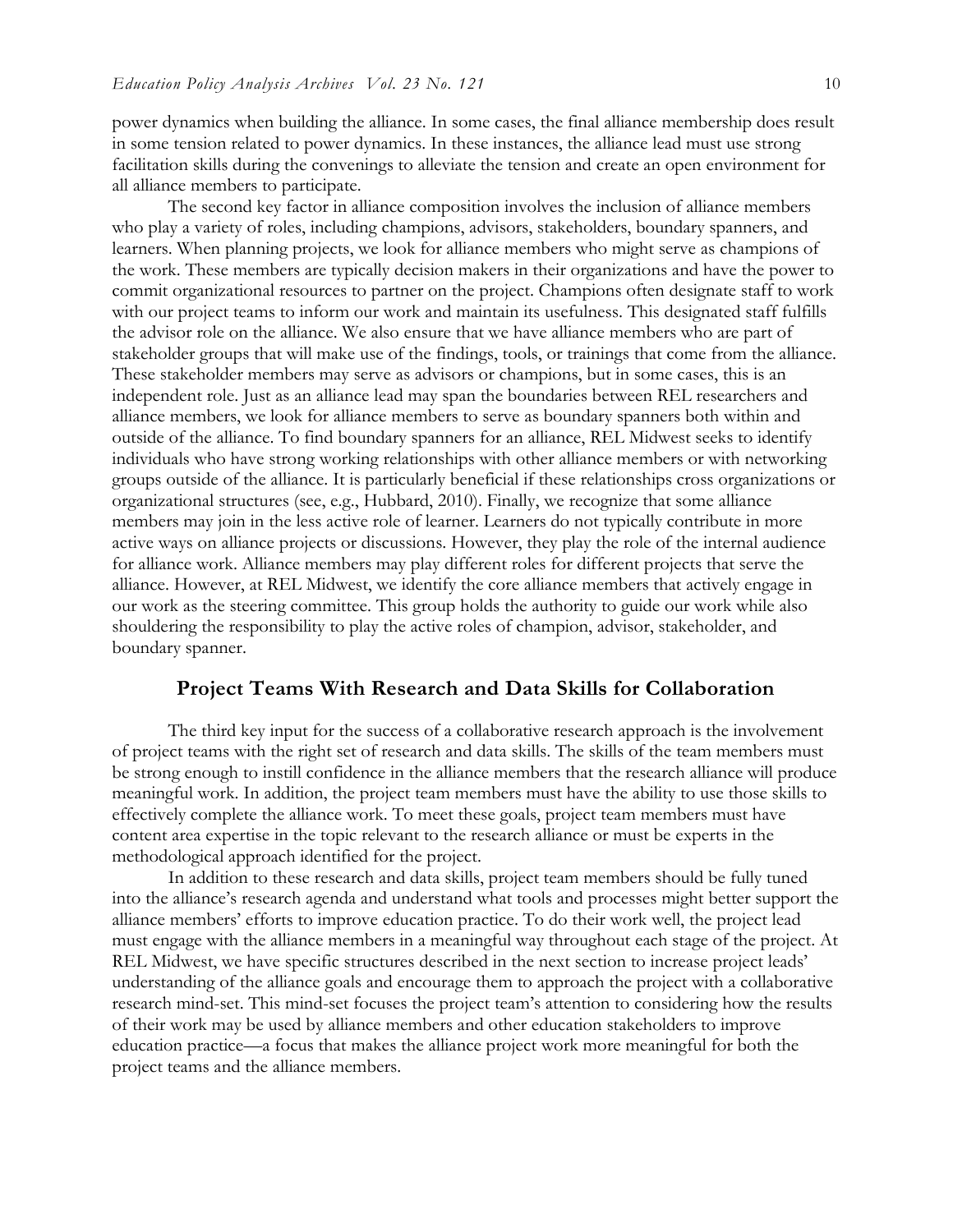power dynamics when building the alliance. In some cases, the final alliance membership does result in some tension related to power dynamics. In these instances, the alliance lead must use strong facilitation skills during the convenings to alleviate the tension and create an open environment for all alliance members to participate.

The second key factor in alliance composition involves the inclusion of alliance members who play a variety of roles, including champions, advisors, stakeholders, boundary spanners, and learners. When planning projects, we look for alliance members who might serve as champions of the work. These members are typically decision makers in their organizations and have the power to commit organizational resources to partner on the project. Champions often designate staff to work with our project teams to inform our work and maintain its usefulness. This designated staff fulfills the advisor role on the alliance. We also ensure that we have alliance members who are part of stakeholder groups that will make use of the findings, tools, or trainings that come from the alliance. These stakeholder members may serve as advisors or champions, but in some cases, this is an independent role. Just as an alliance lead may span the boundaries between REL researchers and alliance members, we look for alliance members to serve as boundary spanners both within and outside of the alliance. To find boundary spanners for an alliance, REL Midwest seeks to identify individuals who have strong working relationships with other alliance members or with networking groups outside of the alliance. It is particularly beneficial if these relationships cross organizations or organizational structures (see, e.g., Hubbard, 2010). Finally, we recognize that some alliance members may join in the less active role of learner. Learners do not typically contribute in more active ways on alliance projects or discussions. However, they play the role of the internal audience for alliance work. Alliance members may play different roles for different projects that serve the alliance. However, at REL Midwest, we identify the core alliance members that actively engage in our work as the steering committee. This group holds the authority to guide our work while also shouldering the responsibility to play the active roles of champion, advisor, stakeholder, and boundary spanner.

## Project Teams With Research and Data Skills for Collaboration

The third key input for the success of a collaborative research approach is the involvement of project teams with the right set of research and data skills. The skills of the team members must be strong enough to instill confidence in the alliance members that the research alliance will produce meaningful work. In addition, the project team members must have the ability to use those skills to effectively complete the alliance work. To meet these goals, project team members must have content area expertise in the topic relevant to the research alliance or must be experts in the methodological approach identified for the project.

In addition to these research and data skills, project team members should be fully tuned into the alliance's research agenda and understand what tools and processes might better support the alliance members' efforts to improve education practice. To do their work well, the project lead must engage with the alliance members in a meaningful way throughout each stage of the project. At REL Midwest, we have specific structures described in the next section to increase project leads' understanding of the alliance goals and encourage them to approach the project with a collaborative research mind-set. This mind-set focuses the project team's attention to considering how the results of their work may be used by alliance members and other education stakeholders to improve education practice—a focus that makes the alliance project work more meaningful for both the project teams and the alliance members.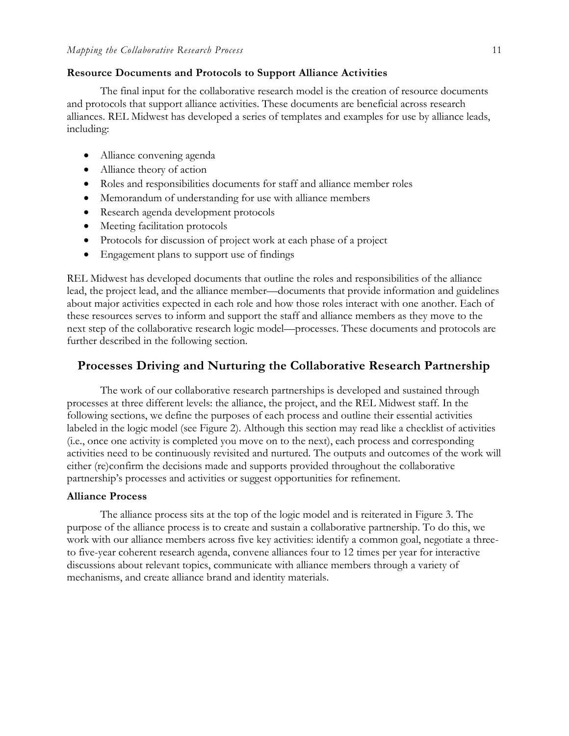### Resource Documents and Protocols to Support Alliance Activities

The final input for the collaborative research model is the creation of resource documents and protocols that support alliance activities. These documents are beneficial across research alliances. REL Midwest has developed a series of templates and examples for use by alliance leads, including:

- Alliance convening agenda
- Alliance theory of action
- Roles and responsibilities documents for staff and alliance member roles
- Memorandum of understanding for use with alliance members
- Research agenda development protocols
- Meeting facilitation protocols
- Protocols for discussion of project work at each phase of a project
- Engagement plans to support use of findings

REL Midwest has developed documents that outline the roles and responsibilities of the alliance lead, the project lead, and the alliance member—documents that provide information and guidelines about major activities expected in each role and how those roles interact with one another. Each of these resources serves to inform and support the staff and alliance members as they move to the next step of the collaborative research logic model—processes. These documents and protocols are further described in the following section.

## Processes Driving and Nurturing the Collaborative Research Partnership

The work of our collaborative research partnerships is developed and sustained through processes at three different levels: the alliance, the project, and the REL Midwest staff. In the following sections, we define the purposes of each process and outline their essential activities labeled in the logic model (see Figure 2). Although this section may read like a checklist of activities (i.e., once one activity is completed you move on to the next), each process and corresponding activities need to be continuously revisited and nurtured. The outputs and outcomes of the work will either (re)confirm the decisions made and supports provided throughout the collaborative partnership's processes and activities or suggest opportunities for refinement.

### Alliance Process

The alliance process sits at the top of the logic model and is reiterated in Figure 3. The purpose of the alliance process is to create and sustain a collaborative partnership. To do this, we work with our alliance members across five key activities: identify a common goal, negotiate a three- to five-year coherent research agenda, convene alliances four to 12 times per year for interactive discussions about relevant topics, communicate with alliance members through a variety of mechanisms, and create alliance brand and identity materials.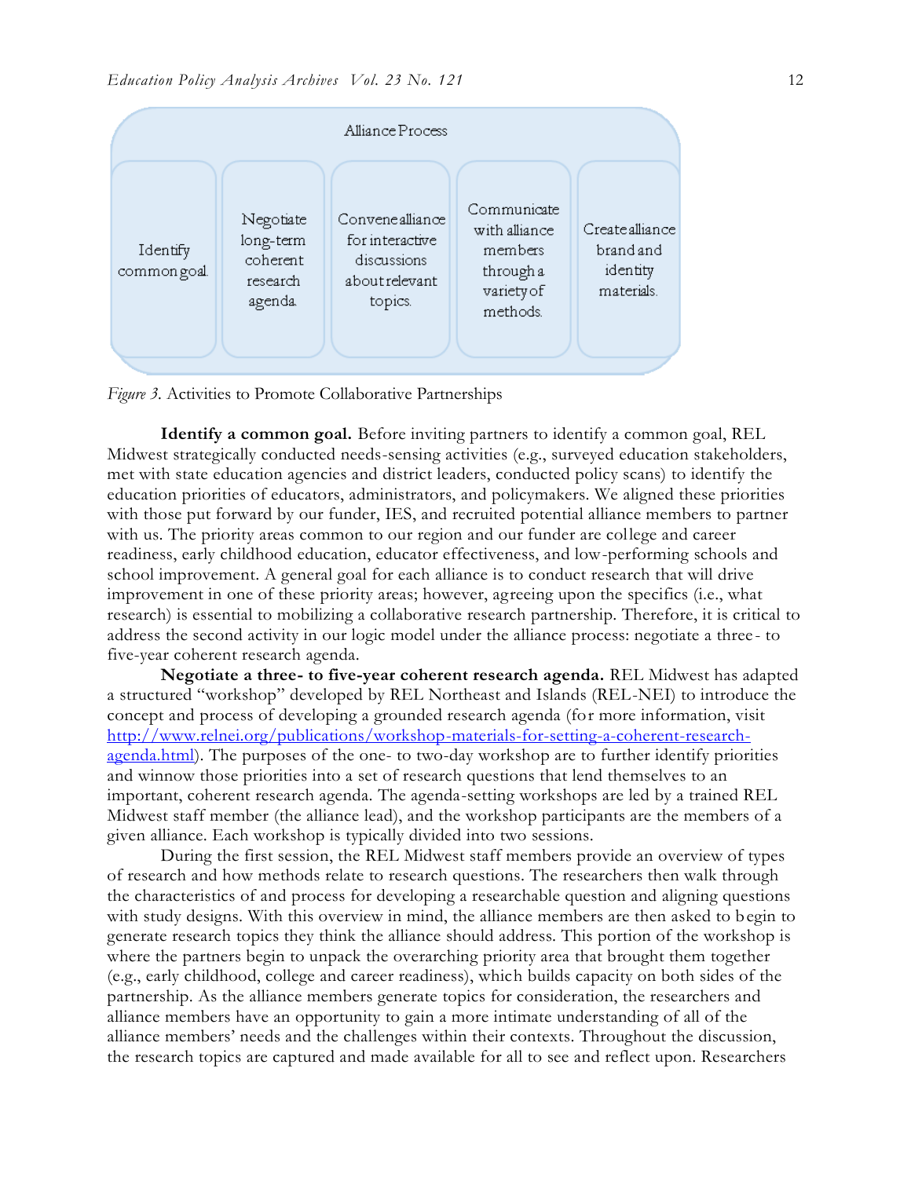Alliance Process

Identify common goal.

Negotiate long-term coherent research agenda.

Convene alliance for interactive discussions about relevant topics.

Communicate with alliance members through a variety of methods.

Create alliance brand and identity materials.

*Figure 3.* Activities to Promote Collaborative Partnerships

**Identify a common goal.** Before inviting partners to identify a common goal, REL Midwest strategically conducted needs-sensing activities (e.g., surveyed education stakeholders, met with state education agencies and district leaders, conducted policy scans) to identify the education priorities of educators, administrators, and policymakers. We aligned these priorities with those put forward by our funder, IES, and recruited potential alliance members to partner with us. The priority areas common to our region and our funder are college and career readiness, early childhood education, educator effectiveness, and low-performing schools and school improvement. A general goal for each alliance is to conduct research that will drive improvement in one of these priority areas; however, agreeing upon the specifics (i.e., what research) is essential to mobilizing a collaborative research partnership. Therefore, it is critical to address the second activity in our logic model under the alliance process: negotiate a three- to five-year coherent research agenda.

**Negotiate a three- to five-year coherent research agenda.** REL Midwest has adapted a structured "workshop" developed by REL Northeast and Islands (REL-NEI) to introduce the concept and process of developing a grounded research agenda (for more information, visit [http://www.relnei.org/publications/workshop-materials-for-setting-a-coherent-research-agenda.html](http://www.relnei.org/publications/workshop-materials-for-setting-a-coherent-research-agenda.html)). The purposes of the one- to two-day workshop are to further identify priorities and winnow those priorities into a set of research questions that lend themselves to an important, coherent research agenda. The agenda-setting workshops are led by a trained REL Midwest staff member (the alliance lead), and the workshop participants are the members of a given alliance. Each workshop is typically divided into two sessions.

During the first session, the REL Midwest staff members provide an overview of types of research and how methods relate to research questions. The researchers then walk through the characteristics of and process for developing a researchable question and aligning questions with study designs. With this overview in mind, the alliance members are then asked to begin to generate research topics they think the alliance should address. This portion of the workshop is where the partners begin to unpack the overarching priority area that brought them together (e.g., early childhood, college and career readiness), which builds capacity on both sides of the partnership. As the alliance members generate topics for consideration, the researchers and alliance members have an opportunity to gain a more intimate understanding of all of the alliance members' needs and the challenges within their contexts. Throughout the discussion, the research topics are captured and made available for all to see and reflect upon. Researchers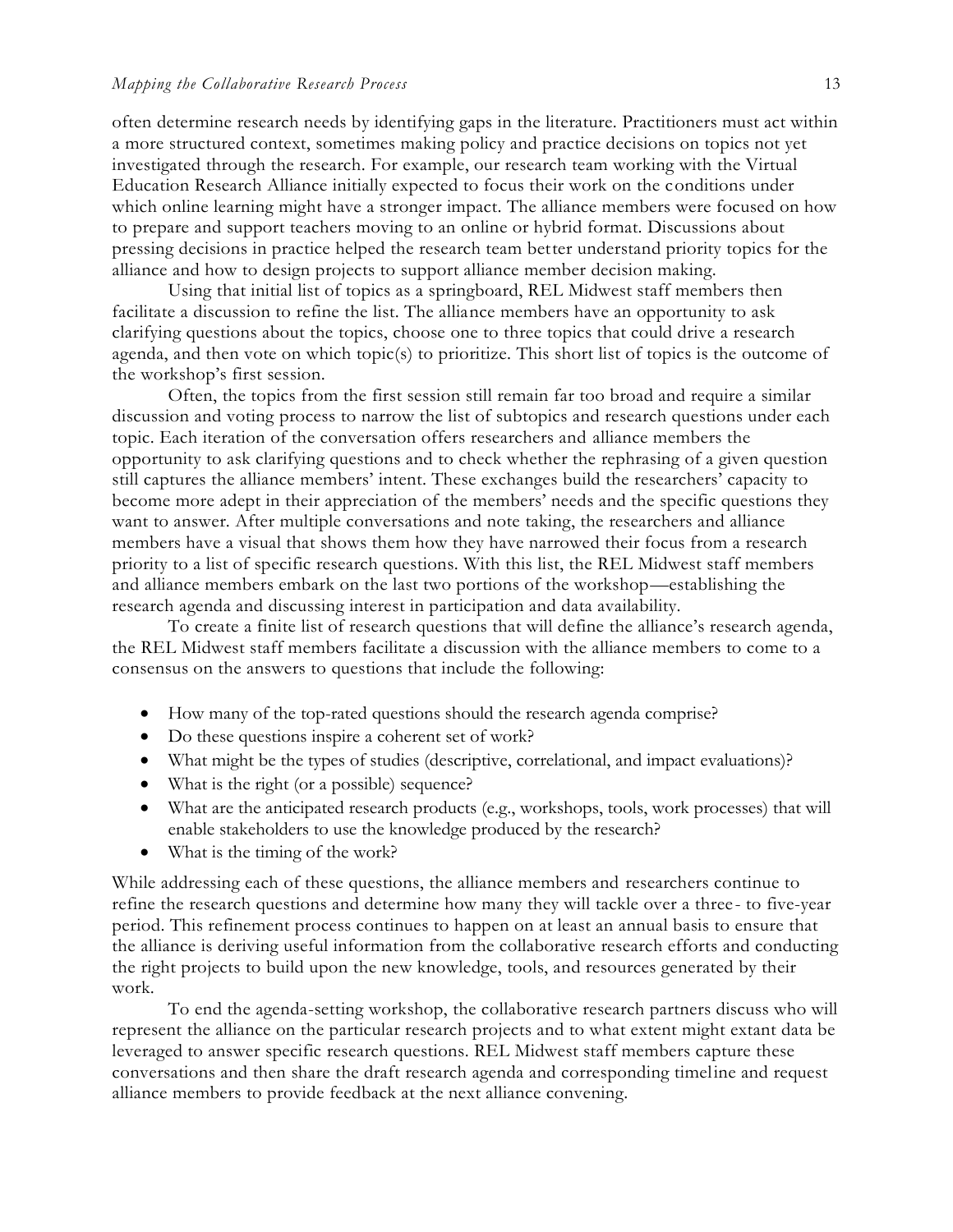often determine research needs by identifying gaps in the literature. Practitioners must act within a more structured context, sometimes making policy and practice decisions on topics not yet investigated through the research. For example, our research team working with the Virtual Education Research Alliance initially expected to focus their work on the conditions under which online learning might have a stronger impact. The alliance members were focused on how to prepare and support teachers moving to an online or hybrid format. Discussions about pressing decisions in practice helped the research team better understand priority topics for the alliance and how to design projects to support alliance member decision making.

Using that initial list of topics as a springboard, REL Midwest staff members then facilitate a discussion to refine the list. The alliance members have an opportunity to ask clarifying questions about the topics, choose one to three topics that could drive a research agenda, and then vote on which topic(s) to prioritize. This short list of topics is the outcome of the workshop's first session.

Often, the topics from the first session still remain far too broad and require a similar discussion and voting process to narrow the list of subtopics and research questions under each topic. Each iteration of the conversation offers researchers and alliance members the opportunity to ask clarifying questions and to check whether the rephrasing of a given question still captures the alliance members' intent. These exchanges build the researchers' capacity to become more adept in their appreciation of the members' needs and the specific questions they want to answer. After multiple conversations and note taking, the researchers and alliance members have a visual that shows them how they have narrowed their focus from a research priority to a list of specific research questions. With this list, the REL Midwest staff members and alliance members embark on the last two portions of the workshop—establishing the research agenda and discussing interest in participation and data availability.

To create a finite list of research questions that will define the alliance's research agenda, the REL Midwest staff members facilitate a discussion with the alliance members to come to a consensus on the answers to questions that include the following:

- How many of the top-rated questions should the research agenda comprise?
- Do these questions inspire a coherent set of work?
- What might be the types of studies (descriptive, correlational, and impact evaluations)?
- What is the right (or a possible) sequence?
- What are the anticipated research products (e.g., workshops, tools, work processes) that will enable stakeholders to use the knowledge produced by the research?
- What is the timing of the work?

While addressing each of these questions, the alliance members and researchers continue to refine the research questions and determine how many they will tackle over a three- to five-year period. This refinement process continues to happen on at least an annual basis to ensure that the alliance is deriving useful information from the collaborative research efforts and conducting the right projects to build upon the new knowledge, tools, and resources generated by their work.

To end the agenda-setting workshop, the collaborative research partners discuss who will represent the alliance on the particular research projects and to what extent might extant data be leveraged to answer specific research questions. REL Midwest staff members capture these conversations and then share the draft research agenda and corresponding timeline and request alliance members to provide feedback at the next alliance convening.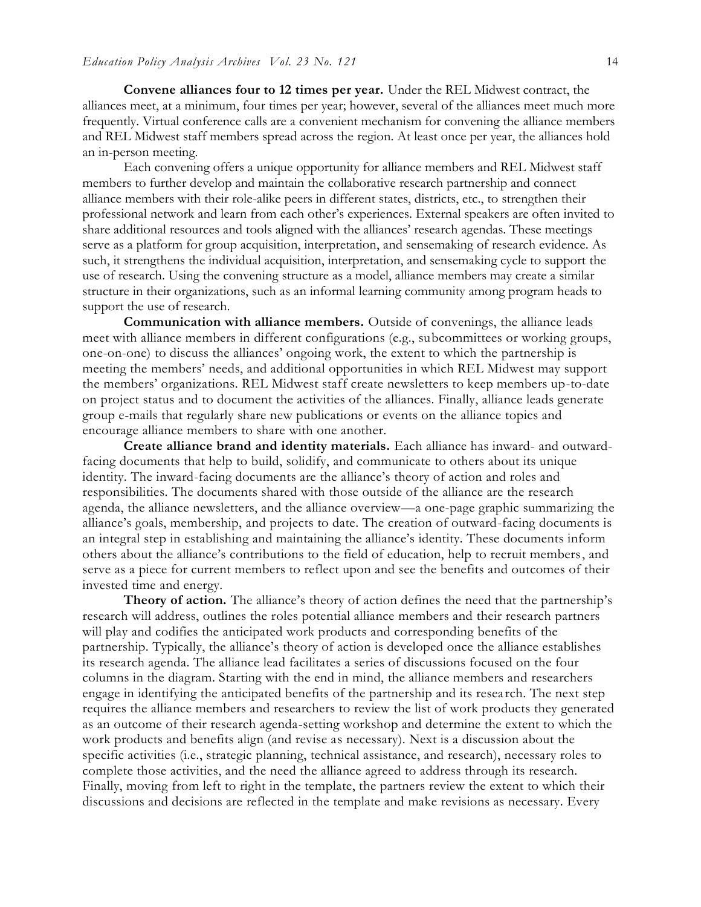**Convene alliances four to 12 times per year.** Under the REL Midwest contract, the alliances meet, at a minimum, four times per year; however, several of the alliances meet much more frequently. Virtual conference calls are a convenient mechanism for convening the alliance members and REL Midwest staff members spread across the region. At least once per year, the alliances hold an in-person meeting.

Each convening offers a unique opportunity for alliance members and REL Midwest staff members to further develop and maintain the collaborative research partnership and connect alliance members with their role-alike peers in different states, districts, etc., to strengthen their professional network and learn from each other's experiences. External speakers are often invited to share additional resources and tools aligned with the alliances' research agendas. These meetings serve as a platform for group acquisition, interpretation, and sensemaking of research evidence. As such, it strengthens the individual acquisition, interpretation, and sensemaking cycle to support the use of research. Using the convening structure as a model, alliance members may create a similar structure in their organizations, such as an informal learning community among program heads to support the use of research.

**Communication with alliance members.** Outside of convenings, the alliance leads meet with alliance members in different configurations (e.g., subcommittees or working groups, one-on-one) to discuss the alliances' ongoing work, the extent to which the partnership is meeting the members' needs, and additional opportunities in which REL Midwest may support the members' organizations. REL Midwest staff create newsletters to keep members up-to-date on project status and to document the activities of the alliances. Finally, alliance leads generate group e-mails that regularly share new publications or events on the alliance topics and encourage alliance members to share with one another.

**Create alliance brand and identity materials.** Each alliance has inward- and outward-facing documents that help to build, solidify, and communicate to others about its unique identity. The inward-facing documents are the alliance's theory of action and roles and responsibilities. The documents shared with those outside of the alliance are the research agenda, the alliance newsletters, and the alliance overview—a one-page graphic summarizing the alliance's goals, membership, and projects to date. The creation of outward-facing documents is an integral step in establishing and maintaining the alliance's identity. These documents inform others about the alliance's contributions to the field of education, help to recruit members, and serve as a piece for current members to reflect upon and see the benefits and outcomes of their invested time and energy.

**Theory of action.** The alliance's theory of action defines the need that the partnership's research will address, outlines the roles potential alliance members and their research partners will play and codifies the anticipated work products and corresponding benefits of the partnership. Typically, the alliance's theory of action is developed once the alliance establishes its research agenda. The alliance lead facilitates a series of discussions focused on the four columns in the diagram. Starting with the end in mind, the alliance members and researchers engage in identifying the anticipated benefits of the partnership and its research. The next step requires the alliance members and researchers to review the list of work products they generated as an outcome of their research agenda-setting workshop and determine the extent to which the work products and benefits align (and revise as necessary). Next is a discussion about the specific activities (i.e., strategic planning, technical assistance, and research), necessary roles to complete those activities, and the need the alliance agreed to address through its research. Finally, moving from left to right in the template, the partners review the extent to which their discussions and decisions are reflected in the template and make revisions as necessary. Every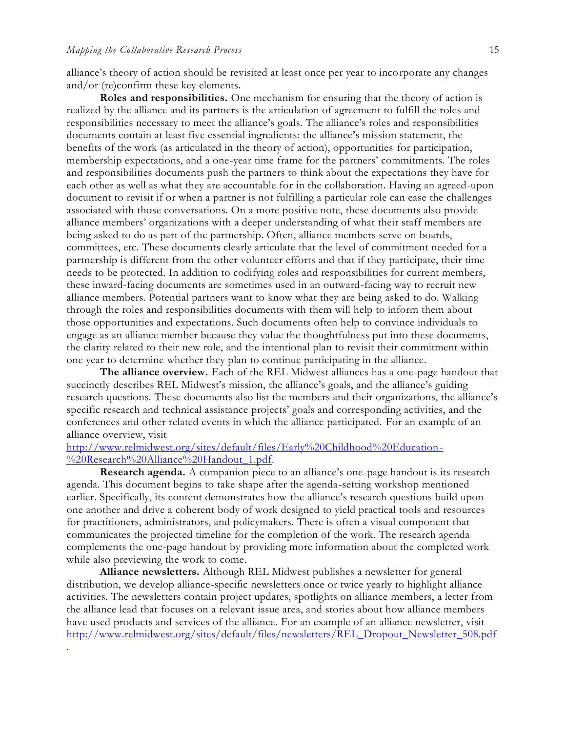alliance's theory of action should be revisited at least once per year to incorporate any changes and/or (re)confirm these key elements.

**Roles and responsibilities.** One mechanism for ensuring that the theory of action is realized by the alliance and its partners is the articulation of agreement to fulfill the roles and responsibilities necessary to meet the alliance's goals. The alliance's roles and responsibilities documents contain at least five essential ingredients: the alliance's mission statement, the benefits of the work (as articulated in the theory of action), opportunities for participation, membership expectations, and a one-year time frame for the partners' commitments. The roles and responsibilities documents push the partners to think about the expectations they have for each other as well as what they are accountable for in the collaboration. Having an agreed-upon document to revisit if or when a partner is not fulfilling a particular role can ease the challenges associated with those conversations. On a more positive note, these documents also provide alliance members' organizations with a deeper understanding of what their staff members are being asked to do as part of the partnership. Often, alliance members serve on boards, committees, etc. These documents clearly articulate that the level of commitment needed for a partnership is different from the other volunteer efforts and that if they participate, their time needs to be protected. In addition to codifying roles and responsibilities for current members, these inward-facing documents are sometimes used in an outward-facing way to recruit new alliance members. Potential partners want to know what they are being asked to do. Walking through the roles and responsibilities documents with them will help to inform them about those opportunities and expectations. Such documents often help to convince individuals to engage as an alliance member because they value the thoughtfulness put into these documents, the clarity related to their new role, and the intentional plan to revisit their commitment within one year to determine whether they plan to continue participating in the alliance.

**The alliance overview.** Each of the REL Midwest alliances has a one-page handout that succinctly describes REL Midwest's mission, the alliance's goals, and the alliance's guiding research questions. These documents also list the members and their organizations, the alliance's specific research and technical assistance projects' goals and corresponding activities, and the conferences and other related events in which the alliance participated. For an example of an alliance overview, visit http://www.relmidwest.org/sites/default/files/Early%20Childhood%20Education-%20Research%20Alliance%20Handout_1.pdf.

**Research agenda.** A companion piece to an alliance's one-page handout is its research agenda. This document begins to take shape after the agenda-setting workshop mentioned earlier. Specifically, its content demonstrates how the alliance's research questions build upon one another and drive a coherent body of work designed to yield practical tools and resources for practitioners, administrators, and policymakers. There is often a visual component that communicates the projected timeline for the completion of the work. The research agenda complements the one-page handout by providing more information about the completed work while also previewing the work to come.

**Alliance newsletters.** Although REL Midwest publishes a newsletter for general distribution, we develop alliance-specific newsletters once or twice yearly to highlight alliance activities. The newsletters contain project updates, spotlights on alliance members, a letter from the alliance lead that focuses on a relevant issue area, and stories about how alliance members have used products and services of the alliance. For an example of an alliance newsletter, visit http://www.relmidwest.org/sites/default/files/newsletters/REL_Dropout_Newsletter_508.pdf.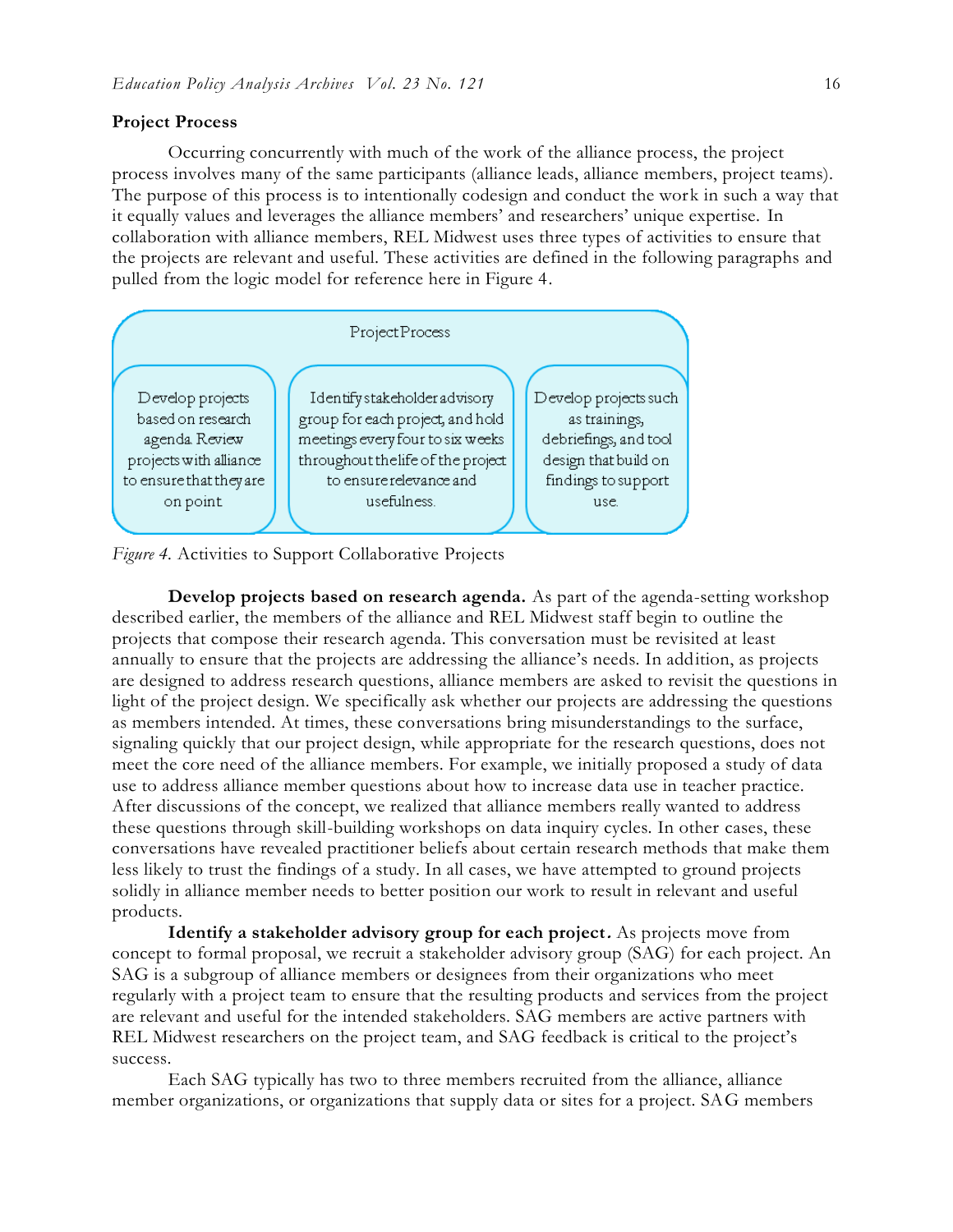### Project Process

Occurring concurrently with much of the work of the alliance process, the project process involves many of the same participants (alliance leads, alliance members, project teams). The purpose of this process is to intentionally codesign and conduct the work in such a way that it equally values and leverages the alliance members' and researchers' unique expertise. In collaboration with alliance members, REL Midwest uses three types of activities to ensure that the projects are relevant and useful. These activities are defined in the following paragraphs and pulled from the logic model for reference here in Figure 4.

Project Process

Develop projects based on research agenda. Review projects with alliance to ensure that they are on point.

Identify stakeholder advisory group for each project, and hold meetings every four to six weeks throughout the life of the project to ensure relevance and usefulness.

Develop projects such as trainings, debriefings, and tool design that build on findings to support use.

*Figure 4.* Activities to Support Collaborative Projects

**Develop projects based on research agenda.** As part of the agenda-setting workshop described earlier, the members of the alliance and REL Midwest staff begin to outline the projects that compose their research agenda. This conversation must be revisited at least annually to ensure that the projects are addressing the alliance's needs. In addition, as projects are designed to address research questions, alliance members are asked to revisit the questions in light of the project design. We specifically ask whether our projects are addressing the questions as members intended. At times, these conversations bring misunderstandings to the surface, signaling quickly that our project design, while appropriate for the research questions, does not meet the core need of the alliance members. For example, we initially proposed a study of data use to address alliance member questions about how to increase data use in teacher practice. After discussions of the concept, we realized that alliance members really wanted to address these questions through skill-building workshops on data inquiry cycles. In other cases, these conversations have revealed practitioner beliefs about certain research methods that make them less likely to trust the findings of a study. In all cases, we have attempted to ground projects solidly in alliance member needs to better position our work to result in relevant and useful products.

**Identify a stakeholder advisory group for each project.** As projects move from concept to formal proposal, we recruit a stakeholder advisory group (SAG) for each project. An SAG is a subgroup of alliance members or designees from their organizations who meet regularly with a project team to ensure that the resulting products and services from the project are relevant and useful for the intended stakeholders. SAG members are active partners with REL Midwest researchers on the project team, and SAG feedback is critical to the project's success.

Each SAG typically has two to three members recruited from the alliance, alliance member organizations, or organizations that supply data or sites for a project. SAG members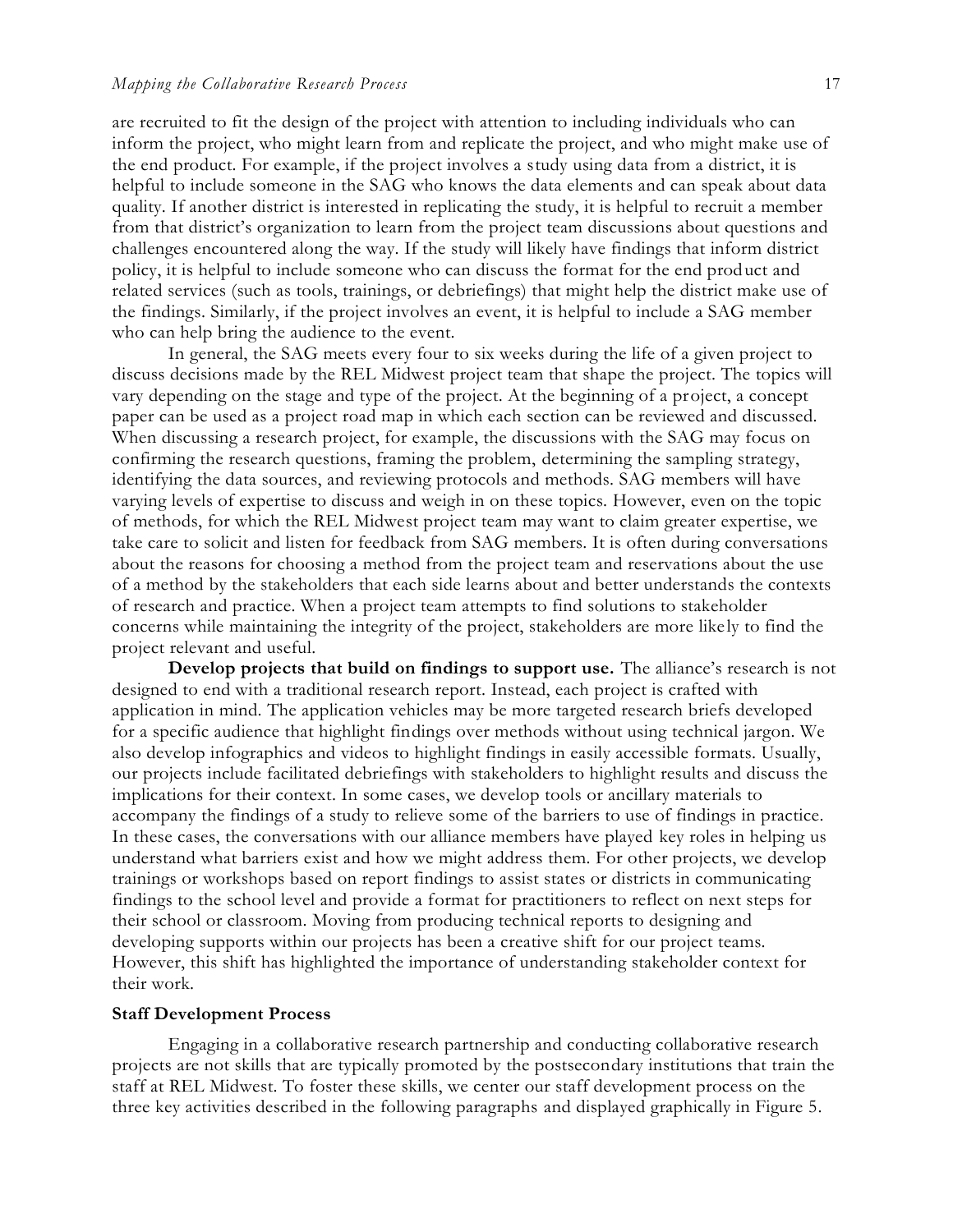are recruited to fit the design of the project with attention to including individuals who can inform the project, who might learn from and replicate the project, and who might make use of the end product. For example, if the project involves a study using data from a district, it is helpful to include someone in the SAG who knows the data elements and can speak about data quality. If another district is interested in replicating the study, it is helpful to recruit a member from that district's organization to learn from the project team discussions about questions and challenges encountered along the way. If the study will likely have findings that inform district policy, it is helpful to include someone who can discuss the format for the end product and related services (such as tools, trainings, or debriefings) that might help the district make use of the findings. Similarly, if the project involves an event, it is helpful to include a SAG member who can help bring the audience to the event.

In general, the SAG meets every four to six weeks during the life of a given project to discuss decisions made by the REL Midwest project team that shape the project. The topics will vary depending on the stage and type of the project. At the beginning of a project, a concept paper can be used as a project road map in which each section can be reviewed and discussed. When discussing a research project, for example, the discussions with the SAG may focus on confirming the research questions, framing the problem, determining the sampling strategy, identifying the data sources, and reviewing protocols and methods. SAG members will have varying levels of expertise to discuss and weigh in on these topics. However, even on the topic of methods, for which the REL Midwest project team may want to claim greater expertise, we take care to solicit and listen for feedback from SAG members. It is often during conversations about the reasons for choosing a method from the project team and reservations about the use of a method by the stakeholders that each side learns about and better understands the contexts of research and practice. When a project team attempts to find solutions to stakeholder concerns while maintaining the integrity of the project, stakeholders are more likely to find the project relevant and useful.

**Develop projects that build on findings to support use.** The alliance's research is not designed to end with a traditional research report. Instead, each project is crafted with application in mind. The application vehicles may be more targeted research briefs developed for a specific audience that highlight findings over methods without using technical jargon. We also develop infographics and videos to highlight findings in easily accessible formats. Usually, our projects include facilitated debriefings with stakeholders to highlight results and discuss the implications for their context. In some cases, we develop tools or ancillary materials to accompany the findings of a study to relieve some of the barriers to use of findings in practice. In these cases, the conversations with our alliance members have played key roles in helping us understand what barriers exist and how we might address them. For other projects, we develop trainings or workshops based on report findings to assist states or districts in communicating findings to the school level and provide a format for practitioners to reflect on next steps for their school or classroom. Moving from producing technical reports to designing and developing supports within our projects has been a creative shift for our project teams. However, this shift has highlighted the importance of understanding stakeholder context for their work.

### Staff Development Process

Engaging in a collaborative research partnership and conducting collaborative research projects are not skills that are typically promoted by the postsecondary institutions that train the staff at REL Midwest. To foster these skills, we center our staff development process on the three key activities described in the following paragraphs and displayed graphically in Figure 5.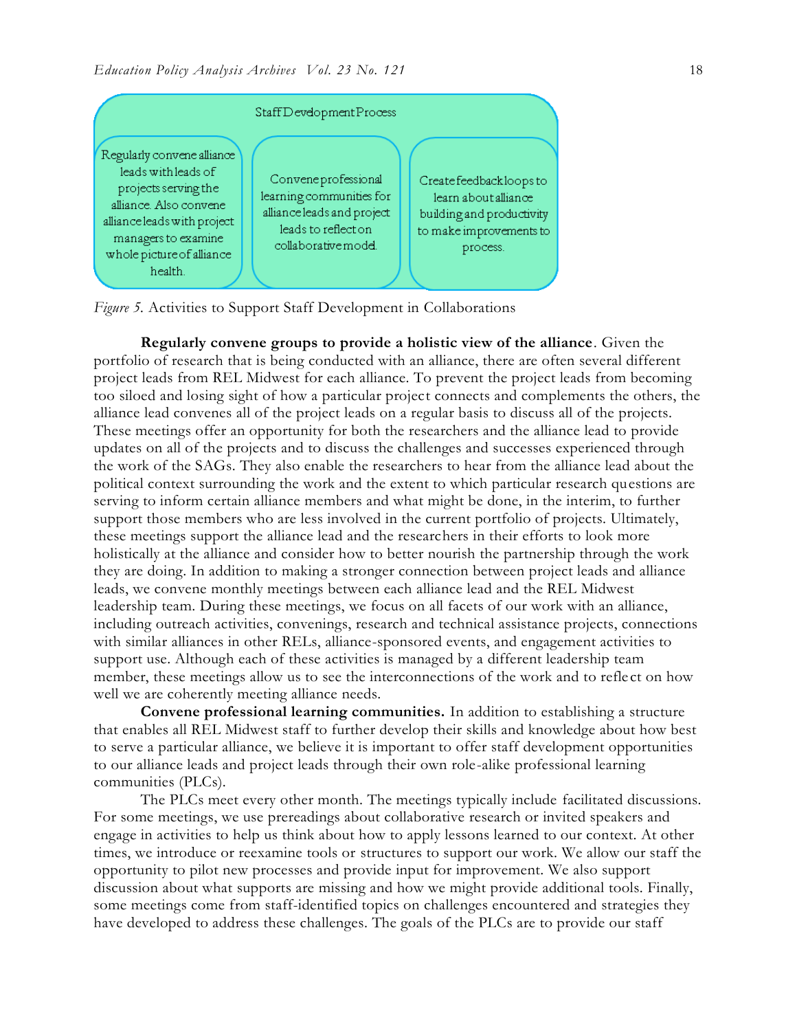Staff Development Process

Regularly convene alliance leads with leads of projects serving the alliance. Also convene alliance leads with project managers to examine whole picture of alliance health.

Convene professional learning communities for alliance leads and project leads to reflect on collaborative model.

Create feedback loops to learn about alliance building and productivity to make improvements to process.

*Figure 5.* Activities to Support Staff Development in Collaborations

**Regularly convene groups to provide a holistic view of the alliance**. Given the portfolio of research that is being conducted with an alliance, there are often several different project leads from REL Midwest for each alliance. To prevent the project leads from becoming too siloed and losing sight of how a particular project connects and complements the others, the alliance lead convenes all of the project leads on a regular basis to discuss all of the projects. These meetings offer an opportunity for both the researchers and the alliance lead to provide updates on all of the projects and to discuss the challenges and successes experienced through the work of the SAGs. They also enable the researchers to hear from the alliance lead about the political context surrounding the work and the extent to which particular research questions are serving to inform certain alliance members and what might be done, in the interim, to further support those members who are less involved in the current portfolio of projects. Ultimately, these meetings support the alliance lead and the researchers in their efforts to look more holistically at the alliance and consider how to better nourish the partnership through the work they are doing. In addition to making a stronger connection between project leads and alliance leads, we convene monthly meetings between each alliance lead and the REL Midwest leadership team. During these meetings, we focus on all facets of our work with an alliance, including outreach activities, convenings, research and technical assistance projects, connections with similar alliances in other RELs, alliance-sponsored events, and engagement activities to support use. Although each of these activities is managed by a different leadership team member, these meetings allow us to see the interconnections of the work and to reflect on how well we are coherently meeting alliance needs.

**Convene professional learning communities.** In addition to establishing a structure that enables all REL Midwest staff to further develop their skills and knowledge about how best to serve a particular alliance, we believe it is important to offer staff development opportunities to our alliance leads and project leads through their own role-alike professional learning communities (PLCs).

The PLCs meet every other month. The meetings typically include facilitated discussions. For some meetings, we use prereadings about collaborative research or invited speakers and engage in activities to help us think about how to apply lessons learned to our context. At other times, we introduce or reexamine tools or structures to support our work. We allow our staff the opportunity to pilot new processes and provide input for improvement. We also support discussion about what supports are missing and how we might provide additional tools. Finally, some meetings come from staff-identified topics on challenges encountered and strategies they have developed to address these challenges. The goals of the PLCs are to provide our staff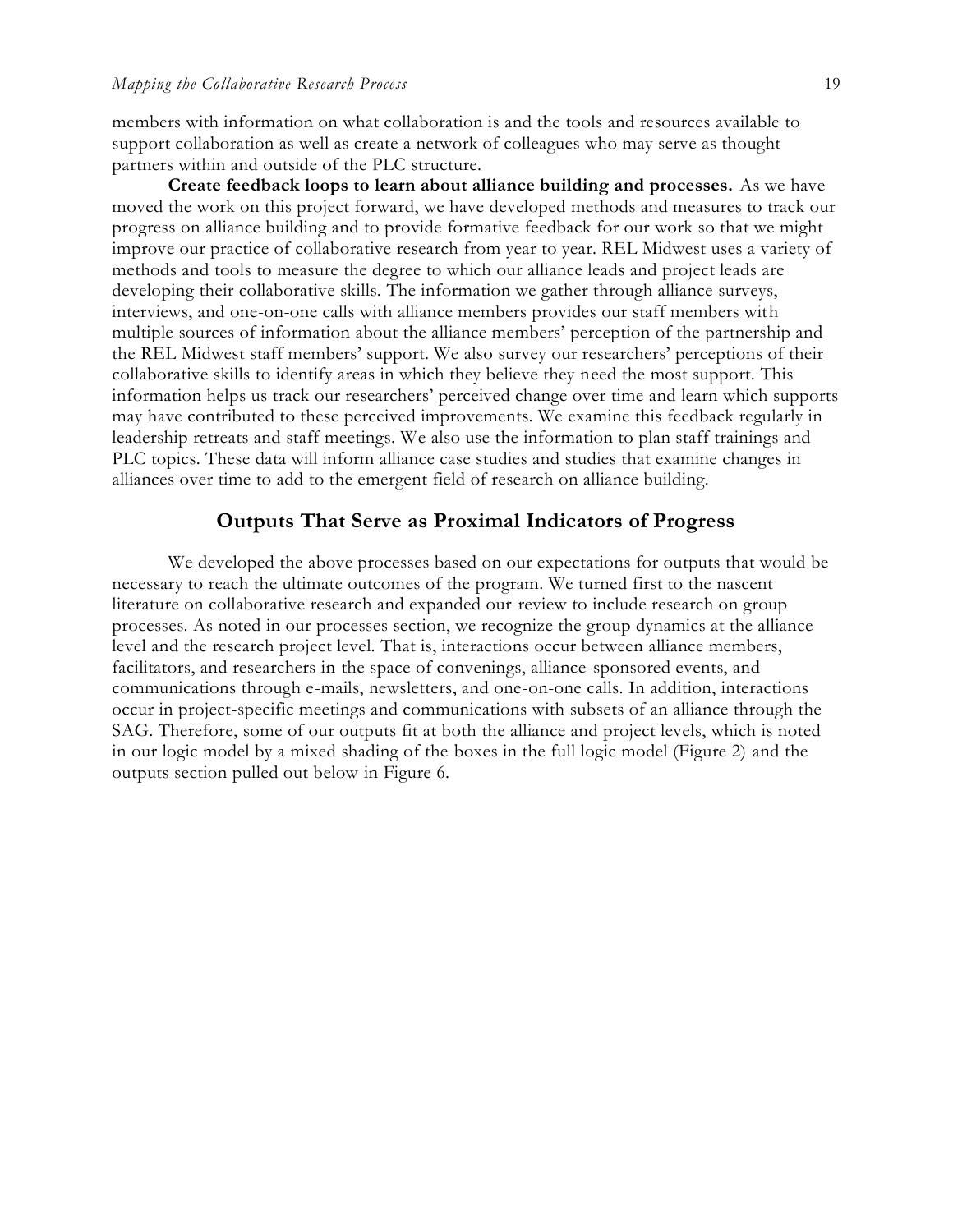members with information on what collaboration is and the tools and resources available to support collaboration as well as create a network of colleagues who may serve as thought partners within and outside of the PLC structure.

**Create feedback loops to learn about alliance building and processes.** As we have moved the work on this project forward, we have developed methods and measures to track our progress on alliance building and to provide formative feedback for our work so that we might improve our practice of collaborative research from year to year. REL Midwest uses a variety of methods and tools to measure the degree to which our alliance leads and project leads are developing their collaborative skills. The information we gather through alliance surveys, interviews, and one-on-one calls with alliance members provides our staff members with multiple sources of information about the alliance members' perception of the partnership and the REL Midwest staff members' support. We also survey our researchers' perceptions of their collaborative skills to identify areas in which they believe they need the most support. This information helps us track our researchers' perceived change over time and learn which supports may have contributed to these perceived improvements. We examine this feedback regularly in leadership retreats and staff meetings. We also use the information to plan staff trainings and PLC topics. These data will inform alliance case studies and studies that examine changes in alliances over time to add to the emergent field of research on alliance building.

## Outputs That Serve as Proximal Indicators of Progress

We developed the above processes based on our expectations for outputs that would be necessary to reach the ultimate outcomes of the program. We turned first to the nascent literature on collaborative research and expanded our review to include research on group processes. As noted in our processes section, we recognize the group dynamics at the alliance level and the research project level. That is, interactions occur between alliance members, facilitators, and researchers in the space of convenings, alliance-sponsored events, and communications through e-mails, newsletters, and one-on-one calls. In addition, interactions occur in project-specific meetings and communications with subsets of an alliance through the SAG. Therefore, some of our outputs fit at both the alliance and project levels, which is noted in our logic model by a mixed shading of the boxes in the full logic model (Figure 2) and the outputs section pulled out below in Figure 6.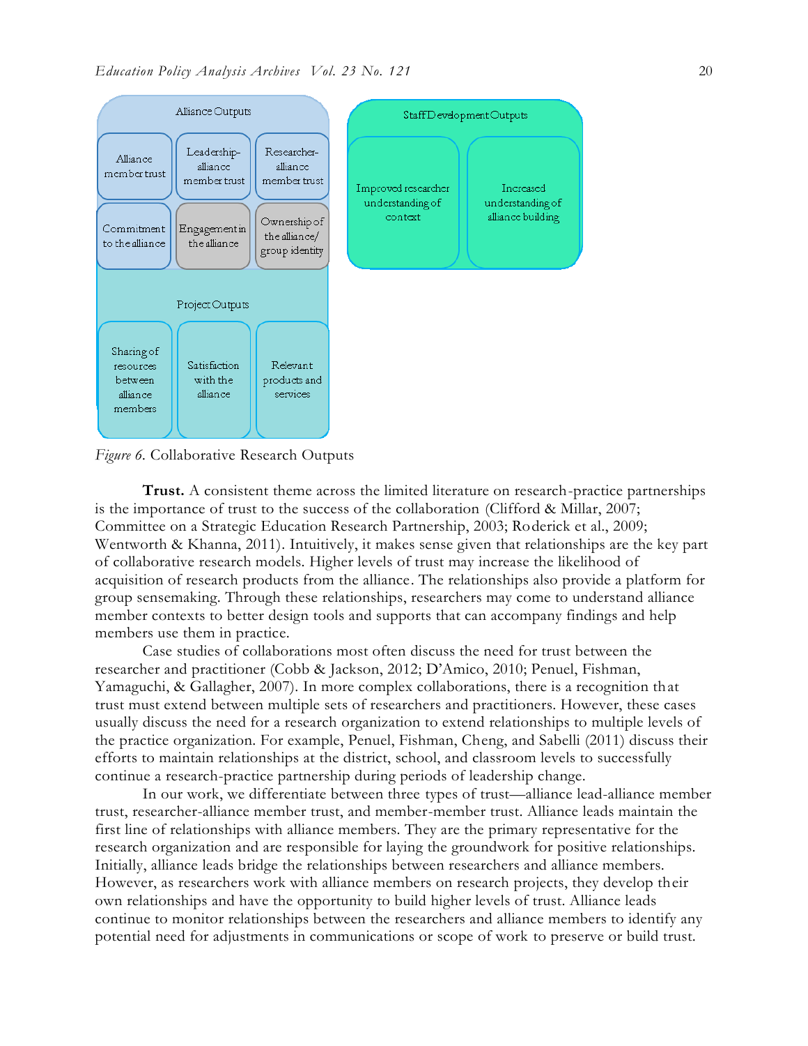Alliance Outputs

Alliance member trust

Leadership-alliance member trust

Researcher-alliance member trust

Commitment to the alliance

Engagement in the alliance

Ownership of the alliance/ group identity

Project Outputs

Sharing of resources between alliance members

Satisfaction with the alliance

Relevant products and services

Staff Development Outputs

Improved researcher understanding of context

Increased understanding of alliance building

*Figure 6.* Collaborative Research Outputs

**Trust.** A consistent theme across the limited literature on research-practice partnerships is the importance of trust to the success of the collaboration (Clifford & Millar, 2007; Committee on a Strategic Education Research Partnership, 2003; Roderick et al., 2009; Wentworth & Khanna, 2011). Intuitively, it makes sense given that relationships are the key part of collaborative research models. Higher levels of trust may increase the likelihood of acquisition of research products from the alliance. The relationships also provide a platform for group sensemaking. Through these relationships, researchers may come to understand alliance member contexts to better design tools and supports that can accompany findings and help members use them in practice.

Case studies of collaborations most often discuss the need for trust between the researcher and practitioner (Cobb & Jackson, 2012; D'Amico, 2010; Penuel, Fishman, Yamaguchi, & Gallagher, 2007). In more complex collaborations, there is a recognition that trust must extend between multiple sets of researchers and practitioners. However, these cases usually discuss the need for a research organization to extend relationships to multiple levels of the practice organization. For example, Penuel, Fishman, Cheng, and Sabelli (2011) discuss their efforts to maintain relationships at the district, school, and classroom levels to successfully continue a research-practice partnership during periods of leadership change.

In our work, we differentiate between three types of trust—alliance lead-alliance member trust, researcher-alliance member trust, and member-member trust. Alliance leads maintain the first line of relationships with alliance members. They are the primary representative for the research organization and are responsible for laying the groundwork for positive relationships. Initially, alliance leads bridge the relationships between researchers and alliance members. However, as researchers work with alliance members on research projects, they develop their own relationships and have the opportunity to build higher levels of trust. Alliance leads continue to monitor relationships between the researchers and alliance members to identify any potential need for adjustments in communications or scope of work to preserve or build trust.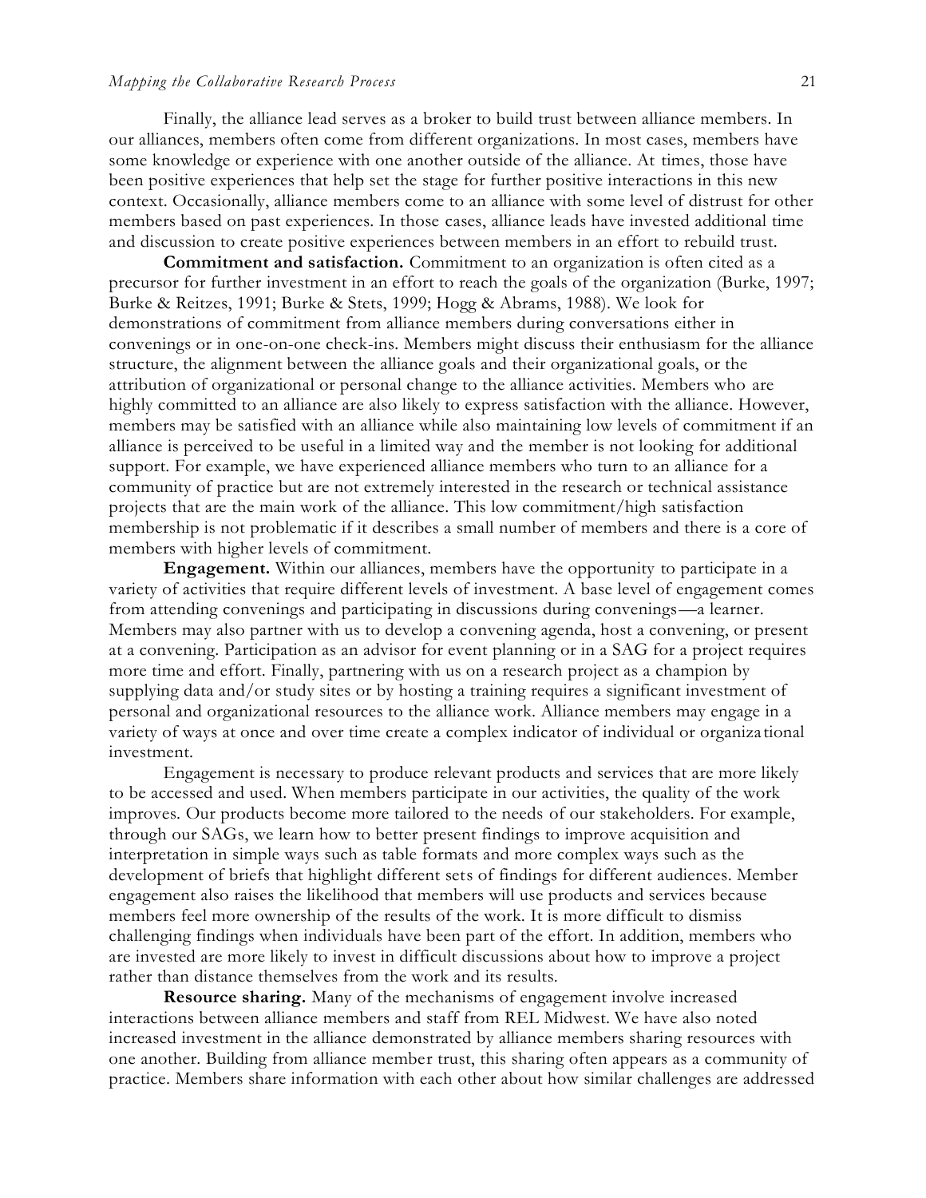Finally, the alliance lead serves as a broker to build trust between alliance members. In our alliances, members often come from different organizations. In most cases, members have some knowledge or experience with one another outside of the alliance. At times, those have been positive experiences that help set the stage for further positive interactions in this new context. Occasionally, alliance members come to an alliance with some level of distrust for other members based on past experiences. In those cases, alliance leads have invested additional time and discussion to create positive experiences between members in an effort to rebuild trust.

**Commitment and satisfaction.** Commitment to an organization is often cited as a precursor for further investment in an effort to reach the goals of the organization (Burke, 1997; Burke & Reitzes, 1991; Burke & Stets, 1999; Hogg & Abrams, 1988). We look for demonstrations of commitment from alliance members during conversations either in convenings or in one-on-one check-ins. Members might discuss their enthusiasm for the alliance structure, the alignment between the alliance goals and their organizational goals, or the attribution of organizational or personal change to the alliance activities. Members who are highly committed to an alliance are also likely to express satisfaction with the alliance. However, members may be satisfied with an alliance while also maintaining low levels of commitment if an alliance is perceived to be useful in a limited way and the member is not looking for additional support. For example, we have experienced alliance members who turn to an alliance for a community of practice but are not extremely interested in the research or technical assistance projects that are the main work of the alliance. This low commitment/high satisfaction membership is not problematic if it describes a small number of members and there is a core of members with higher levels of commitment.

**Engagement.** Within our alliances, members have the opportunity to participate in a variety of activities that require different levels of investment. A base level of engagement comes from attending convenings and participating in discussions during convenings—a learner. Members may also partner with us to develop a convening agenda, host a convening, or present at a convening. Participation as an advisor for event planning or in a SAG for a project requires more time and effort. Finally, partnering with us on a research project as a champion by supplying data and/or study sites or by hosting a training requires a significant investment of personal and organizational resources to the alliance work. Alliance members may engage in a variety of ways at once and over time create a complex indicator of individual or organizational investment.

Engagement is necessary to produce relevant products and services that are more likely to be accessed and used. When members participate in our activities, the quality of the work improves. Our products become more tailored to the needs of our stakeholders. For example, through our SAGs, we learn how to better present findings to improve acquisition and interpretation in simple ways such as table formats and more complex ways such as the development of briefs that highlight different sets of findings for different audiences. Member engagement also raises the likelihood that members will use products and services because members feel more ownership of the results of the work. It is more difficult to dismiss challenging findings when individuals have been part of the effort. In addition, members who are invested are more likely to invest in difficult discussions about how to improve a project rather than distance themselves from the work and its results.

**Resource sharing.** Many of the mechanisms of engagement involve increased interactions between alliance members and staff from REL Midwest. We have also noted increased investment in the alliance demonstrated by alliance members sharing resources with one another. Building from alliance member trust, this sharing often appears as a community of practice. Members share information with each other about how similar challenges are addressed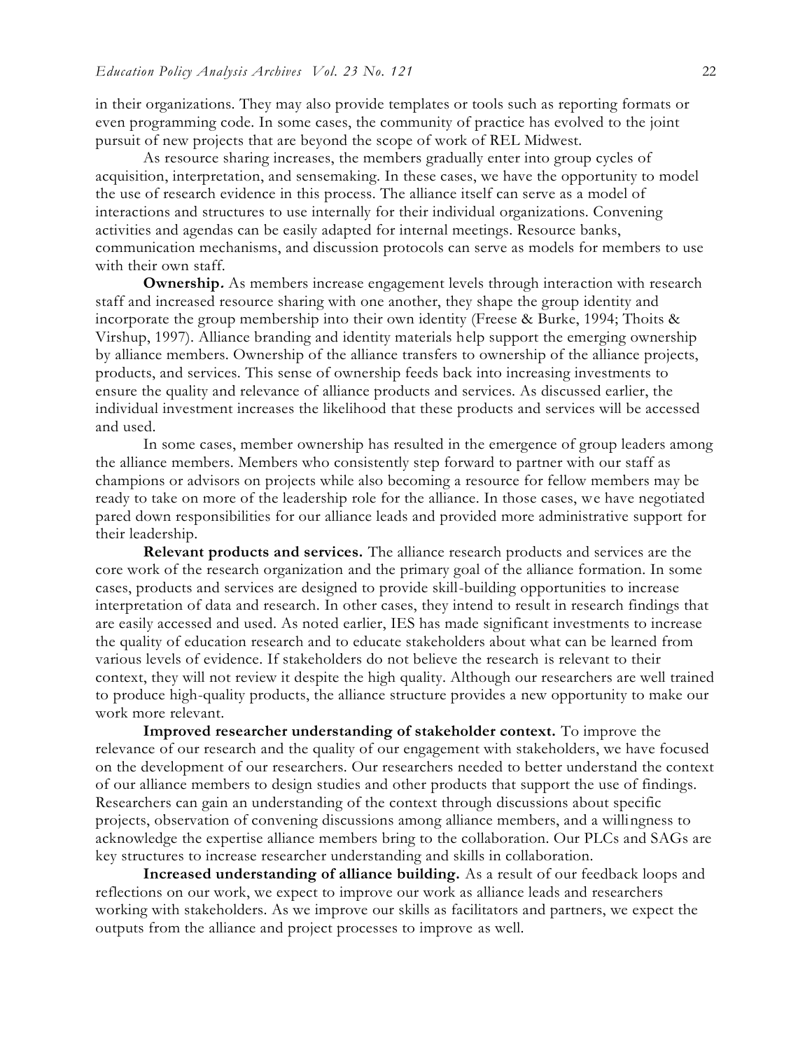in their organizations. They may also provide templates or tools such as reporting formats or even programming code. In some cases, the community of practice has evolved to the joint pursuit of new projects that are beyond the scope of work of REL Midwest.

As resource sharing increases, the members gradually enter into group cycles of acquisition, interpretation, and sensemaking. In these cases, we have the opportunity to model the use of research evidence in this process. The alliance itself can serve as a model of interactions and structures to use internally for their individual organizations. Convening activities and agendas can be easily adapted for internal meetings. Resource banks, communication mechanisms, and discussion protocols can serve as models for members to use with their own staff.

**Ownership.** As members increase engagement levels through interaction with research staff and increased resource sharing with one another, they shape the group identity and incorporate the group membership into their own identity (Freese & Burke, 1994; Thoits & Virshup, 1997). Alliance branding and identity materials help support the emerging ownership by alliance members. Ownership of the alliance transfers to ownership of the alliance projects, products, and services. This sense of ownership feeds back into increasing investments to ensure the quality and relevance of alliance products and services. As discussed earlier, the individual investment increases the likelihood that these products and services will be accessed and used.

In some cases, member ownership has resulted in the emergence of group leaders among the alliance members. Members who consistently step forward to partner with our staff as champions or advisors on projects while also becoming a resource for fellow members may be ready to take on more of the leadership role for the alliance. In those cases, we have negotiated pared down responsibilities for our alliance leads and provided more administrative support for their leadership.

**Relevant products and services.** The alliance research products and services are the core work of the research organization and the primary goal of the alliance formation. In some cases, products and services are designed to provide skill-building opportunities to increase interpretation of data and research. In other cases, they intend to result in research findings that are easily accessed and used. As noted earlier, IES has made significant investments to increase the quality of education research and to educate stakeholders about what can be learned from various levels of evidence. If stakeholders do not believe the research is relevant to their context, they will not review it despite the high quality. Although our researchers are well trained to produce high-quality products, the alliance structure provides a new opportunity to make our work more relevant.

**Improved researcher understanding of stakeholder context.** To improve the relevance of our research and the quality of our engagement with stakeholders, we have focused on the development of our researchers. Our researchers needed to better understand the context of our alliance members to design studies and other products that support the use of findings. Researchers can gain an understanding of the context through discussions about specific projects, observation of convening discussions among alliance members, and a willingness to acknowledge the expertise alliance members bring to the collaboration. Our PLCs and SAGs are key structures to increase researcher understanding and skills in collaboration.

**Increased understanding of alliance building.** As a result of our feedback loops and reflections on our work, we expect to improve our work as alliance leads and researchers working with stakeholders. As we improve our skills as facilitators and partners, we expect the outputs from the alliance and project processes to improve as well.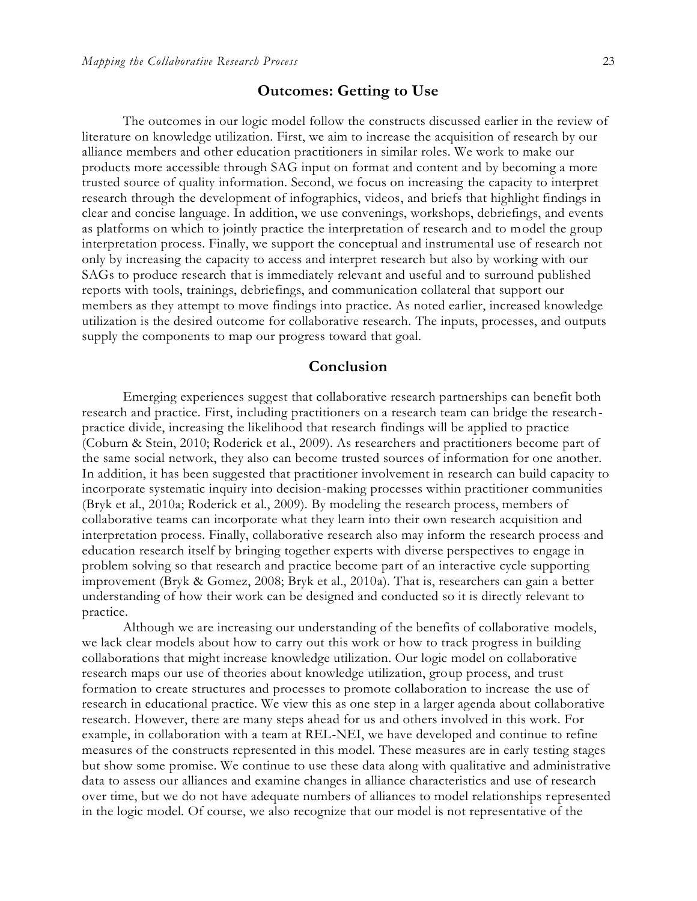## Outcomes: Getting to Use

The outcomes in our logic model follow the constructs discussed earlier in the review of literature on knowledge utilization. First, we aim to increase the acquisition of research by our alliance members and other education practitioners in similar roles. We work to make our products more accessible through SAG input on format and content and by becoming a more trusted source of quality information. Second, we focus on increasing the capacity to interpret research through the development of infographics, videos, and briefs that highlight findings in clear and concise language. In addition, we use convenings, workshops, debriefings, and events as platforms on which to jointly practice the interpretation of research and to model the group interpretation process. Finally, we support the conceptual and instrumental use of research not only by increasing the capacity to access and interpret research but also by working with our SAGs to produce research that is immediately relevant and useful and to surround published reports with tools, trainings, debriefings, and communication collateral that support our members as they attempt to move findings into practice. As noted earlier, increased knowledge utilization is the desired outcome for collaborative research. The inputs, processes, and outputs supply the components to map our progress toward that goal.

## Conclusion

Emerging experiences suggest that collaborative research partnerships can benefit both research and practice. First, including practitioners on a research team can bridge the research-practice divide, increasing the likelihood that research findings will be applied to practice (Coburn & Stein, 2010; Roderick et al., 2009). As researchers and practitioners become part of the same social network, they also can become trusted sources of information for one another. In addition, it has been suggested that practitioner involvement in research can build capacity to incorporate systematic inquiry into decision-making processes within practitioner communities (Bryk et al., 2010a; Roderick et al., 2009). By modeling the research process, members of collaborative teams can incorporate what they learn into their own research acquisition and interpretation process. Finally, collaborative research also may inform the research process and education research itself by bringing together experts with diverse perspectives to engage in problem solving so that research and practice become part of an interactive cycle supporting improvement (Bryk & Gomez, 2008; Bryk et al., 2010a). That is, researchers can gain a better understanding of how their work can be designed and conducted so it is directly relevant to practice.

Although we are increasing our understanding of the benefits of collaborative models, we lack clear models about how to carry out this work or how to track progress in building collaborations that might increase knowledge utilization. Our logic model on collaborative research maps our use of theories about knowledge utilization, group process, and trust formation to create structures and processes to promote collaboration to increase the use of research in educational practice. We view this as one step in a larger agenda about collaborative research. However, there are many steps ahead for us and others involved in this work. For example, in collaboration with a team at REL-NEI, we have developed and continue to refine measures of the constructs represented in this model. These measures are in early testing stages but show some promise. We continue to use these data along with qualitative and administrative data to assess our alliances and examine changes in alliance characteristics and use of research over time, but we do not have adequate numbers of alliances to model relationships represented in the logic model. Of course, we also recognize that our model is not representative of the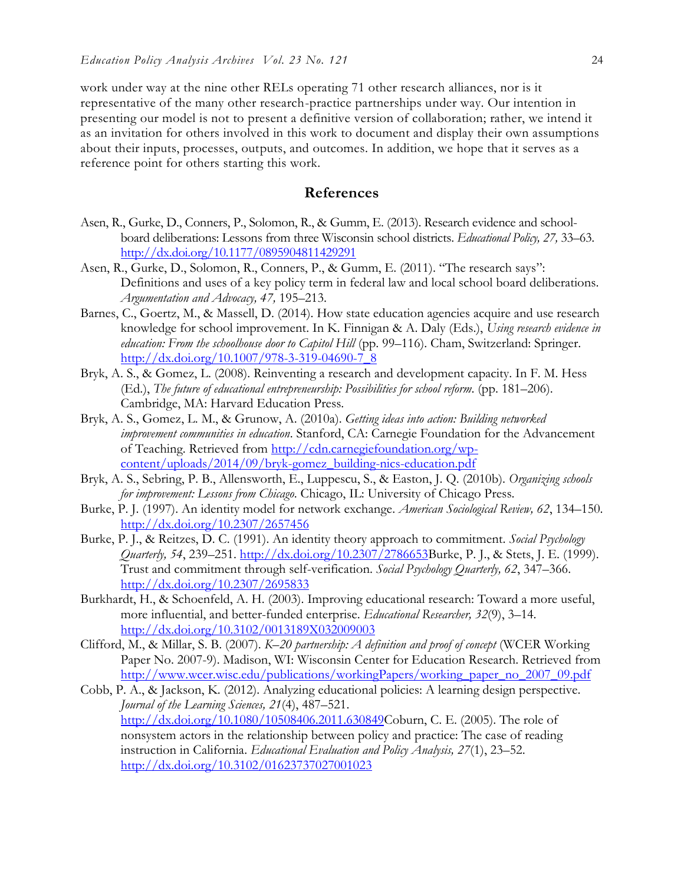work under way at the nine other RELs operating 71 other research alliances, nor is it representative of the many other research-practice partnerships under way. Our intention in presenting our model is not to present a definitive version of collaboration; rather, we intend it as an invitation for others involved in this work to document and display their own assumptions about their inputs, processes, outputs, and outcomes. In addition, we hope that it serves as a reference point for others starting this work.

## References

Asen, R., Gurke, D., Conners, P., Solomon, R., & Gumm, E. (2013). Research evidence and school-board deliberations: Lessons from three Wisconsin school districts. *Educational Policy, 27,* 33–63. http://dx.doi.org/10.1177/0895904811429291

Asen, R., Gurke, D., Solomon, R., Conners, P., & Gumm, E. (2011). "The research says": Definitions and uses of a key policy term in federal law and local school board deliberations. *Argumentation and Advocacy, 47,* 195–213.

Barnes, C., Goertz, M., & Massell, D. (2014). How state education agencies acquire and use research knowledge for school improvement. In K. Finnigan & A. Daly (Eds.), *Using research evidence in education: From the schoolhouse door to Capitol Hill* (pp. 99–116). Cham, Switzerland: Springer. http://dx.doi.org/10.1007/978-3-319-04690-7_8

Bryk, A. S., & Gomez, L. (2008). Reinventing a research and development capacity. In F. M. Hess (Ed.), *The future of educational entrepreneurship: Possibilities for school reform.* (pp. 181–206). Cambridge, MA: Harvard Education Press.

Bryk, A. S., Gomez, L. M., & Grunow, A. (2010a). *Getting ideas into action: Building networked improvement communities in education*. Stanford, CA: Carnegie Foundation for the Advancement of Teaching. Retrieved from http://cdn.carnegiefoundation.org/wp-content/uploads/2014/09/bryk-gomez_building-nics-education.pdf

Bryk, A. S., Sebring, P. B., Allensworth, E., Luppescu, S., & Easton, J. Q. (2010b). *Organizing schools for improvement: Lessons from Chicago.* Chicago, IL: University of Chicago Press.

Burke, P. J. (1997). An identity model for network exchange. *American Sociological Review, 62*, 134–150. http://dx.doi.org/10.2307/2657456

Burke, P. J., & Reitzes, D. C. (1991). An identity theory approach to commitment. *Social Psychology Quarterly, 54*, 239–251. http://dx.doi.org/10.2307/2786653Burke, P. J., & Stets, J. E. (1999). Trust and commitment through self-verification. *Social Psychology Quarterly, 62*, 347–366. http://dx.doi.org/10.2307/2695833

Burkhardt, H., & Schoenfeld, A. H. (2003). Improving educational research: Toward a more useful, more influential, and better-funded enterprise. *Educational Researcher, 32*(9), 3–14. http://dx.doi.org/10.3102/0013189X032009003

Clifford, M., & Millar, S. B. (2007). *K–20 partnership: A definition and proof of concept* (WCER Working Paper No. 2007-9). Madison, WI: Wisconsin Center for Education Research. Retrieved from http://www.wcer.wisc.edu/publications/workingPapers/working_paper_no_2007_09.pdf

Cobb, P. A., & Jackson, K. (2012). Analyzing educational policies: A learning design perspective. *Journal of the Learning Sciences, 21*(4), 487–521. http://dx.doi.org/10.1080/10508406.2011.630849Coburn, C. E. (2005). The role of nonsystem actors in the relationship between policy and practice: The case of reading instruction in California. *Educational Evaluation and Policy Analysis, 27*(1), 23–52. http://dx.doi.org/10.3102/01623737027001023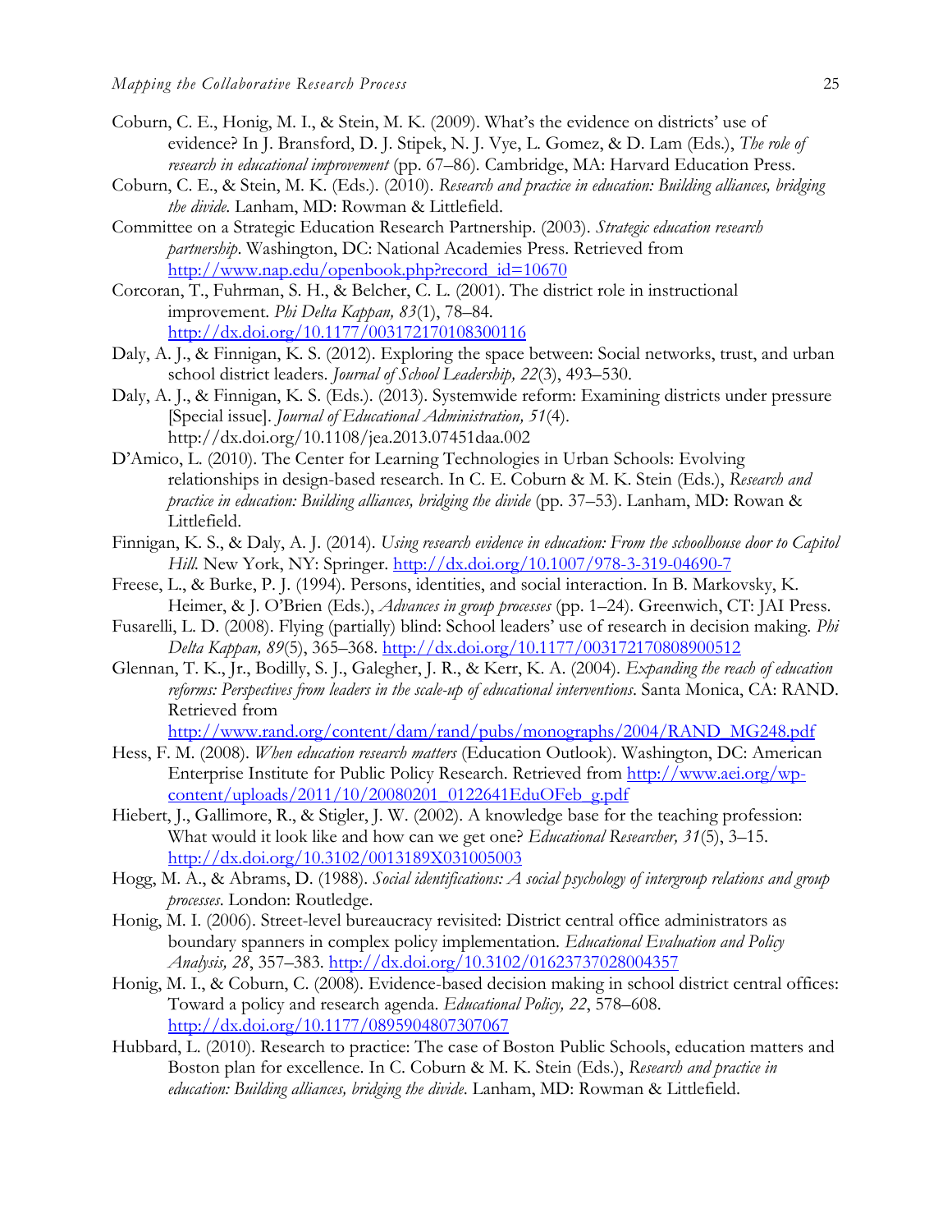Coburn, C. E., Honig, M. I., & Stein, M. K. (2009). What's the evidence on districts' use of evidence? In J. Bransford, D. J. Stipek, N. J. Vye, L. Gomez, & D. Lam (Eds.), *The role of research in educational improvement* (pp. 67–86). Cambridge, MA: Harvard Education Press.

Coburn, C. E., & Stein, M. K. (Eds.). (2010). *Research and practice in education: Building alliances, bridging the divide*. Lanham, MD: Rowman & Littlefield.

Committee on a Strategic Education Research Partnership. (2003). *Strategic education research partnership*. Washington, DC: National Academies Press. Retrieved from http://www.nap.edu/openbook.php?record_id=10670

Corcoran, T., Fuhrman, S. H., & Belcher, C. L. (2001). The district role in instructional improvement. *Phi Delta Kappan, 83*(1), 78–84. http://dx.doi.org/10.1177/003172170108300116

Daly, A. J., & Finnigan, K. S. (2012). Exploring the space between: Social networks, trust, and urban school district leaders. *Journal of School Leadership, 22*(3), 493–530.

Daly, A. J., & Finnigan, K. S. (Eds.). (2013). Systemwide reform: Examining districts under pressure [Special issue]. *Journal of Educational Administration, 51*(4). http://dx.doi.org/10.1108/jea.2013.07451daa.002

D'Amico, L. (2010). The Center for Learning Technologies in Urban Schools: Evolving relationships in design-based research. In C. E. Coburn & M. K. Stein (Eds.), *Research and practice in education: Building alliances, bridging the divide* (pp. 37–53). Lanham, MD: Rowan & Littlefield.

Finnigan, K. S., & Daly, A. J. (2014). *Using research evidence in education: From the schoolhouse door to Capitol Hill*. New York, NY: Springer. http://dx.doi.org/10.1007/978-3-319-04690-7

Freese, L., & Burke, P. J. (1994). Persons, identities, and social interaction. In B. Markovsky, K. Heimer, & J. O'Brien (Eds.), *Advances in group processes* (pp. 1–24). Greenwich, CT: JAI Press.

Fusarelli, L. D. (2008). Flying (partially) blind: School leaders' use of research in decision making. *Phi Delta Kappan, 89*(5), 365–368. http://dx.doi.org/10.1177/003172170808900512

Glennan, T. K., Jr., Bodilly, S. J., Galegher, J. R., & Kerr, K. A. (2004). *Expanding the reach of education reforms: Perspectives from leaders in the scale-up of educational interventions*. Santa Monica, CA: RAND. Retrieved from http://www.rand.org/content/dam/rand/pubs/monographs/2004/RAND_MG248.pdf

Hess, F. M. (2008). *When education research matters* (Education Outlook). Washington, DC: American Enterprise Institute for Public Policy Research. Retrieved from http://www.aei.org/wp-content/uploads/2011/10/20080201_0122641EduOFeb_g.pdf

Hiebert, J., Gallimore, R., & Stigler, J. W. (2002). A knowledge base for the teaching profession: What would it look like and how can we get one? *Educational Researcher, 31*(5), 3–15. http://dx.doi.org/10.3102/0013189X031005003

Hogg, M. A., & Abrams, D. (1988). *Social identifications: A social psychology of intergroup relations and group processes*. London: Routledge.

Honig, M. I. (2006). Street-level bureaucracy revisited: District central office administrators as boundary spanners in complex policy implementation. *Educational Evaluation and Policy Analysis, 28*, 357–383. http://dx.doi.org/10.3102/01623737028004357

Honig, M. I., & Coburn, C. (2008). Evidence-based decision making in school district central offices: Toward a policy and research agenda. *Educational Policy, 22*, 578–608. http://dx.doi.org/10.1177/0895904807307067

Hubbard, L. (2010). Research to practice: The case of Boston Public Schools, education matters and Boston plan for excellence. In C. Coburn & M. K. Stein (Eds.), *Research and practice in education: Building alliances, bridging the divide*. Lanham, MD: Rowman & Littlefield.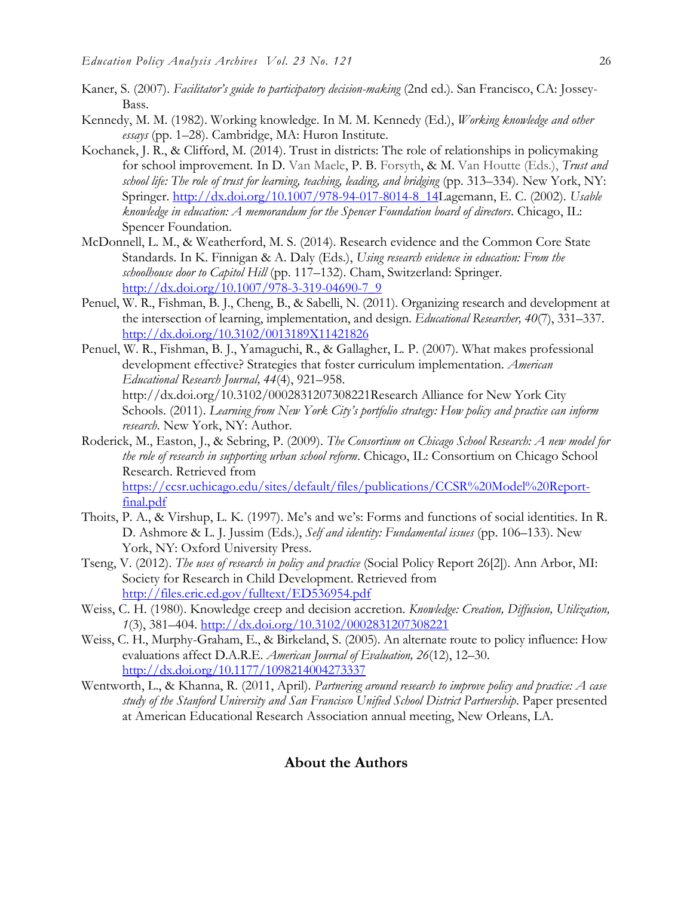Kaner, S. (2007). *Facilitator's guide to participatory decision-making* (2nd ed.). San Francisco, CA: Jossey-Bass.

Kennedy, M. M. (1982). Working knowledge. In M. M. Kennedy (Ed.), *Working knowledge and other essays* (pp. 1–28). Cambridge, MA: Huron Institute.

Kochanek, J. R., & Clifford, M. (2014). Trust in districts: The role of relationships in policymaking for school improvement. In D. Van Maele, P. B. Forsyth, & M. Van Houtte (Eds.), *Trust and school life: The role of trust for learning, teaching, leading, and bridging* (pp. 313–334). New York, NY: Springer. http://dx.doi.org/10.1007/978-94-017-8014-8_14Lagemann, E. C. (2002). *Usable knowledge in education: A memorandum for the Spencer Foundation board of directors*. Chicago, IL: Spencer Foundation.

McDonnell, L. M., & Weatherford, M. S. (2014). Research evidence and the Common Core State Standards. In K. Finnigan & A. Daly (Eds.), *Using research evidence in education: From the schoolhouse door to Capitol Hill* (pp. 117–132). Cham, Switzerland: Springer. http://dx.doi.org/10.1007/978-3-319-04690-7_9

Penuel, W. R., Fishman, B. J., Cheng, B., & Sabelli, N. (2011). Organizing research and development at the intersection of learning, implementation, and design. *Educational Researcher, 40*(7), 331–337. http://dx.doi.org/10.3102/0013189X11421826

Penuel, W. R., Fishman, B. J., Yamaguchi, R., & Gallagher, L. P. (2007). What makes professional development effective? Strategies that foster curriculum implementation. *American Educational Research Journal, 44*(4), 921–958. http://dx.doi.org/10.3102/0002831207308221Research Alliance for New York City Schools. (2011). *Learning from New York City's portfolio strategy: How policy and practice can inform research*. New York, NY: Author.

Roderick, M., Easton, J., & Sebring, P. (2009). *The Consortium on Chicago School Research: A new model for the role of research in supporting urban school reform*. Chicago, IL: Consortium on Chicago School Research. Retrieved from https://ccsr.uchicago.edu/sites/default/files/publications/CCSR%20Model%20Report-final.pdf

Thoits, P. A., & Virshup, L. K. (1997). Me's and we's: Forms and functions of social identities. In R. D. Ashmore & L. J. Jussim (Eds.), *Self and identity: Fundamental issues* (pp. 106–133). New York, NY: Oxford University Press.

Tseng, V. (2012). *The uses of research in policy and practice* (Social Policy Report 26[2]). Ann Arbor, MI: Society for Research in Child Development. Retrieved from http://files.eric.ed.gov/fulltext/ED536954.pdf

Weiss, C. H. (1980). Knowledge creep and decision accretion. *Knowledge: Creation, Diffusion, Utilization, 1*(3), 381–404. http://dx.doi.org/10.3102/0002831207308221

Weiss, C. H., Murphy-Graham, E., & Birkeland, S. (2005). An alternate route to policy influence: How evaluations affect D.A.R.E. *American Journal of Evaluation, 26*(12), 12–30. http://dx.doi.org/10.1177/1098214004273337

Wentworth, L., & Khanna, R. (2011, April). *Partnering around research to improve policy and practice: A case study of the Stanford University and San Francisco Unified School District Partnership*. Paper presented at American Educational Research Association annual meeting, New Orleans, LA.

## About the Authors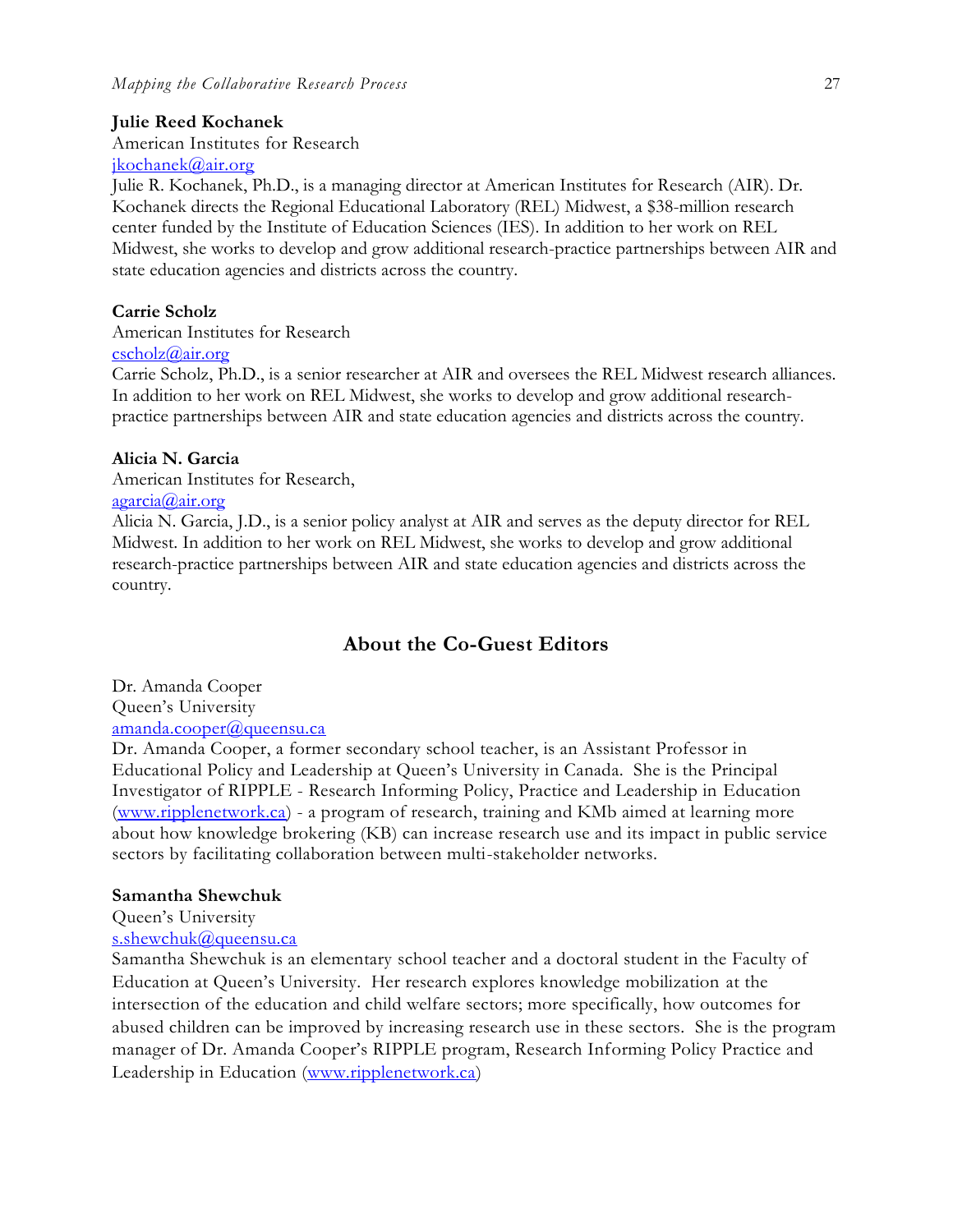**Julie Reed Kochanek**
American Institutes for Research
jkochanek@air.org
Julie R. Kochanek, Ph.D., is a managing director at American Institutes for Research (AIR). Dr. Kochanek directs the Regional Educational Laboratory (REL) Midwest, a $38-million research center funded by the Institute of Education Sciences (IES). In addition to her work on REL Midwest, she works to develop and grow additional research-practice partnerships between AIR and state education agencies and districts across the country.

**Carrie Scholz**
American Institutes for Research
cscholz@air.org
Carrie Scholz, Ph.D., is a senior researcher at AIR and oversees the REL Midwest research alliances. In addition to her work on REL Midwest, she works to develop and grow additional research-practice partnerships between AIR and state education agencies and districts across the country.

**Alicia N. Garcia**
American Institutes for Research,
agarcia@air.org
Alicia N. Garcia, J.D., is a senior policy analyst at AIR and serves as the deputy director for REL Midwest. In addition to her work on REL Midwest, she works to develop and grow additional research-practice partnerships between AIR and state education agencies and districts across the country.

## About the Co-Guest Editors

Dr. Amanda Cooper
Queen's University
amanda.cooper@queensu.ca
Dr. Amanda Cooper, a former secondary school teacher, is an Assistant Professor in Educational Policy and Leadership at Queen's University in Canada. She is the Principal Investigator of RIPPLE - Research Informing Policy, Practice and Leadership in Education (www.ripplenetwork.ca) - a program of research, training and KMb aimed at learning more about how knowledge brokering (KB) can increase research use and its impact in public service sectors by facilitating collaboration between multi-stakeholder networks.

**Samantha Shewchuk**
Queen's University
s.shewchuk@queensu.ca
Samantha Shewchuk is an elementary school teacher and a doctoral student in the Faculty of Education at Queen's University. Her research explores knowledge mobilization at the intersection of the education and child welfare sectors; more specifically, how outcomes for abused children can be improved by increasing research use in these sectors. She is the program manager of Dr. Amanda Cooper's RIPPLE program, Research Informing Policy Practice and Leadership in Education (www.ripplenetwork.ca)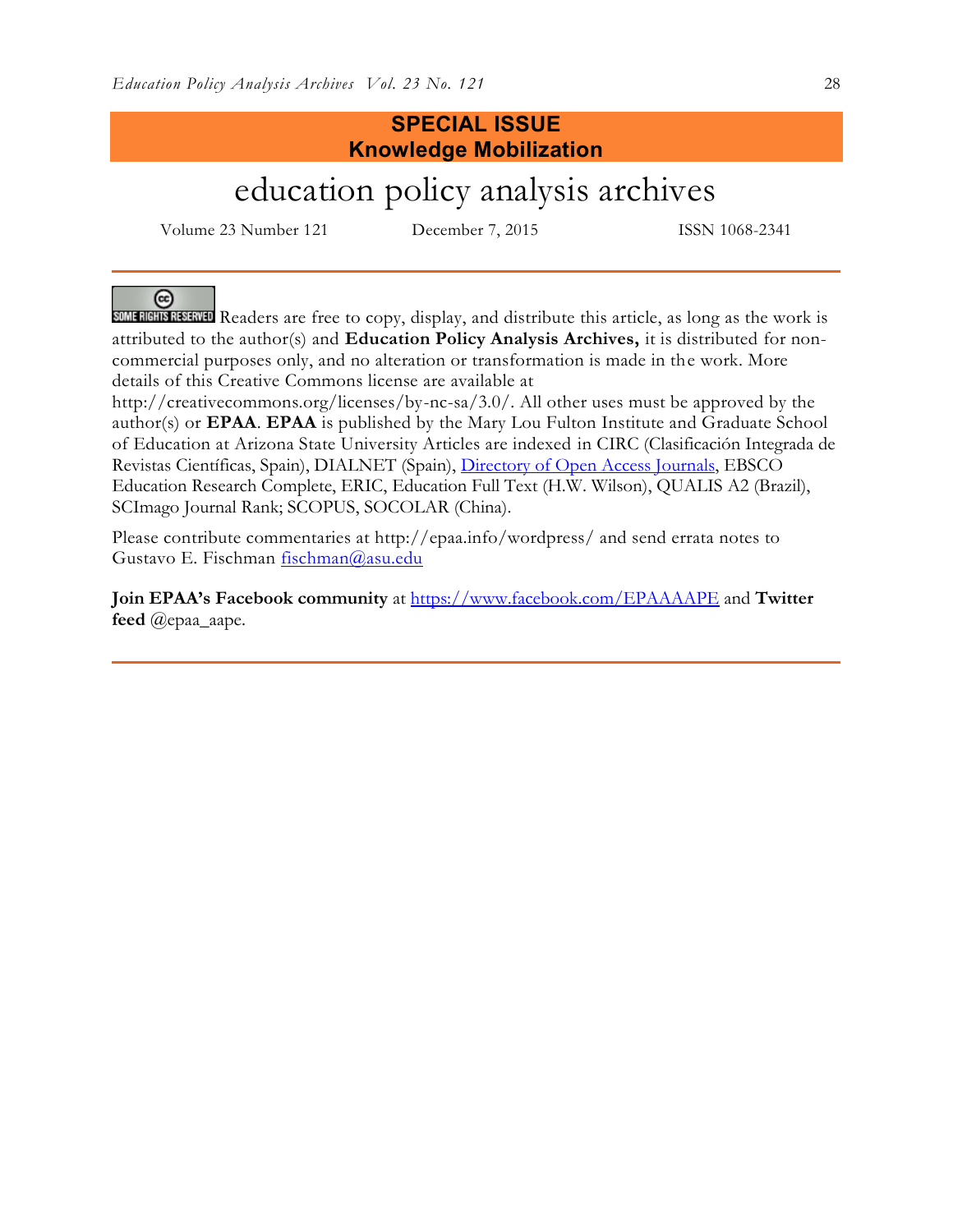**SPECIAL ISSUE**
**Knowledge Mobilization**

# education policy analysis archives

Volume 23 Number 121    December 7, 2015    ISSN 1068-2341

---

SOME RIGHTS RESERVED Readers are free to copy, display, and distribute this article, as long as the work is attributed to the author(s) and **Education Policy Analysis Archives,** it is distributed for non-commercial purposes only, and no alteration or transformation is made in the work. More details of this Creative Commons license are available at http://creativecommons.org/licenses/by-nc-sa/3.0/. All other uses must be approved by the author(s) or **EPAA**. **EPAA** is published by the Mary Lou Fulton Institute and Graduate School of Education at Arizona State University Articles are indexed in CIRC (Clasificación Integrada de Revistas Científicas, Spain), DIALNET (Spain), Directory of Open Access Journals, EBSCO Education Research Complete, ERIC, Education Full Text (H.W. Wilson), QUALIS A2 (Brazil), SCImago Journal Rank; SCOPUS, SOCOLAR (China).

Please contribute commentaries at http://epaa.info/wordpress/ and send errata notes to Gustavo E. Fischman fischman@asu.edu

**Join EPAA's Facebook community** at https://www.facebook.com/EPAAAAPE and **Twitter feed** @epaa_aape.

---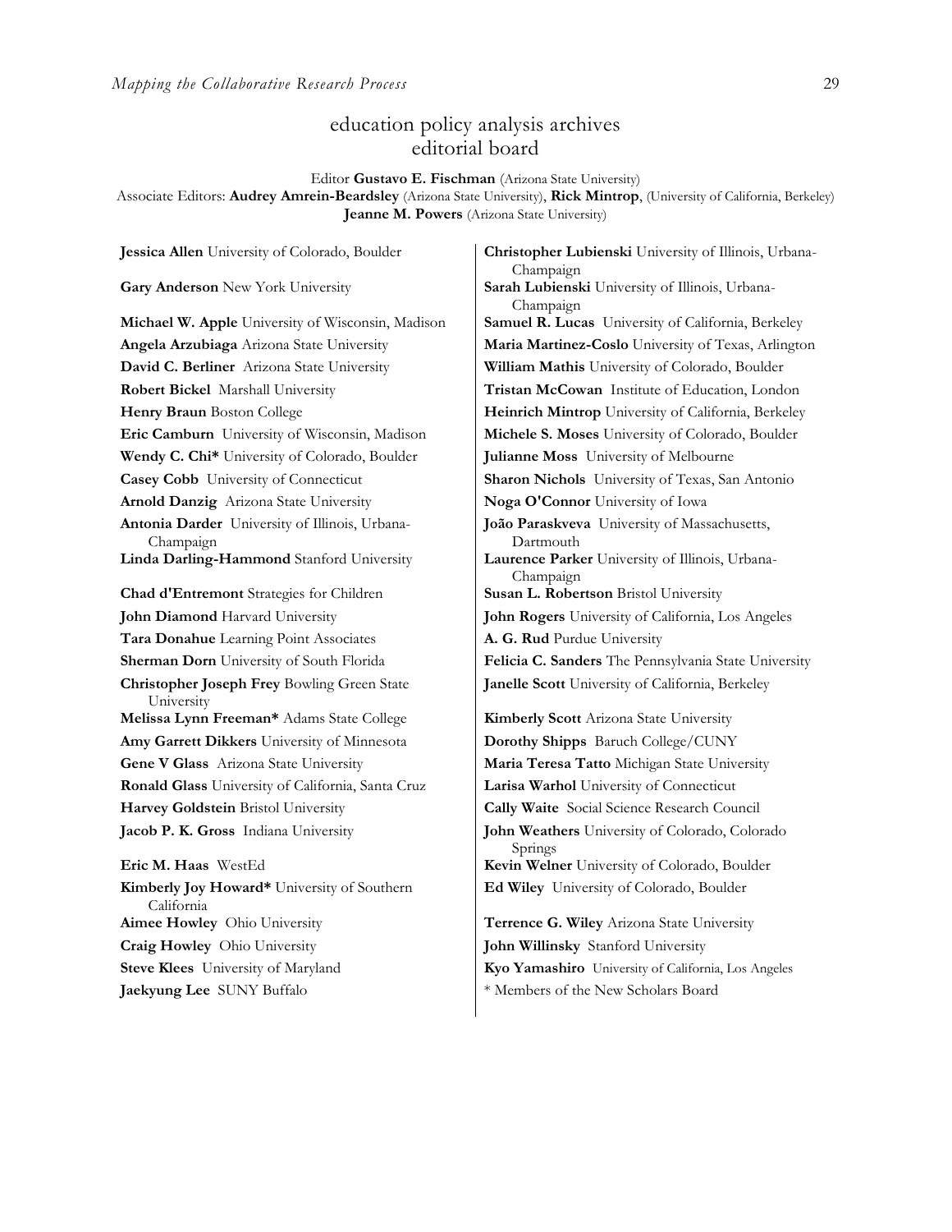# education policy analysis archives editorial board

Editor **Gustavo E. Fischman** (Arizona State University)

Associate Editors: **Audrey Amrein-Beardsley** (Arizona State University), **Rick Mintrop**, (University of California, Berkeley) **Jeanne M. Powers** (Arizona State University)

**Jessica Allen** University of Colorado, Boulder

**Gary Anderson** New York University

**Michael W. Apple** University of Wisconsin, Madison

**Angela Arzubiaga** Arizona State University

**David C. Berliner** Arizona State University

**Robert Bickel** Marshall University

**Henry Braun** Boston College

**Eric Camburn** University of Wisconsin, Madison

**Wendy C. Chi*** University of Colorado, Boulder

**Casey Cobb** University of Connecticut

**Arnold Danzig** Arizona State University

**Antonia Darder** University of Illinois, Urbana-Champaign

**Linda Darling-Hammond** Stanford University

**Chad d'Entremont** Strategies for Children

**John Diamond** Harvard University

**Tara Donahue** Learning Point Associates

**Sherman Dorn** University of South Florida

**Christopher Joseph Frey** Bowling Green State University

**Melissa Lynn Freeman*** Adams State College

**Amy Garrett Dikkers** University of Minnesota

**Gene V Glass** Arizona State University

**Ronald Glass** University of California, Santa Cruz

**Harvey Goldstein** Bristol University

**Jacob P. K. Gross** Indiana University

**Eric M. Haas** WestEd

**Kimberly Joy Howard*** University of Southern California

**Aimee Howley** Ohio University

**Craig Howley** Ohio University

**Steve Klees** University of Maryland

**Jaekyung Lee** SUNY Buffalo

**Christopher Lubienski** University of Illinois, Urbana-Champaign

**Sarah Lubienski** University of Illinois, Urbana-Champaign

**Samuel R. Lucas** University of California, Berkeley

**Maria Martinez-Coslo** University of Texas, Arlington

**William Mathis** University of Colorado, Boulder

**Tristan McCowan** Institute of Education, London

**Heinrich Mintrop** University of California, Berkeley

**Michele S. Moses** University of Colorado, Boulder

**Julianne Moss** University of Melbourne

**Sharon Nichols** University of Texas, San Antonio

**Noga O'Connor** University of Iowa

**João Paraskveva** University of Massachusetts, Dartmouth

**Laurence Parker** University of Illinois, Urbana-Champaign

**Susan L. Robertson** Bristol University

**John Rogers** University of California, Los Angeles

**A. G. Rud** Purdue University

**Felicia C. Sanders** The Pennsylvania State University

**Janelle Scott** University of California, Berkeley

**Kimberly Scott** Arizona State University

**Dorothy Shipps** Baruch College/CUNY

**Maria Teresa Tatto** Michigan State University

**Larisa Warhol** University of Connecticut

**Cally Waite** Social Science Research Council

**John Weathers** University of Colorado, Colorado Springs

**Kevin Welner** University of Colorado, Boulder

**Ed Wiley** University of Colorado, Boulder

**Terrence G. Wiley** Arizona State University

**John Willinsky** Stanford University

**Kyo Yamashiro** University of California, Los Angeles

* Members of the New Scholars Board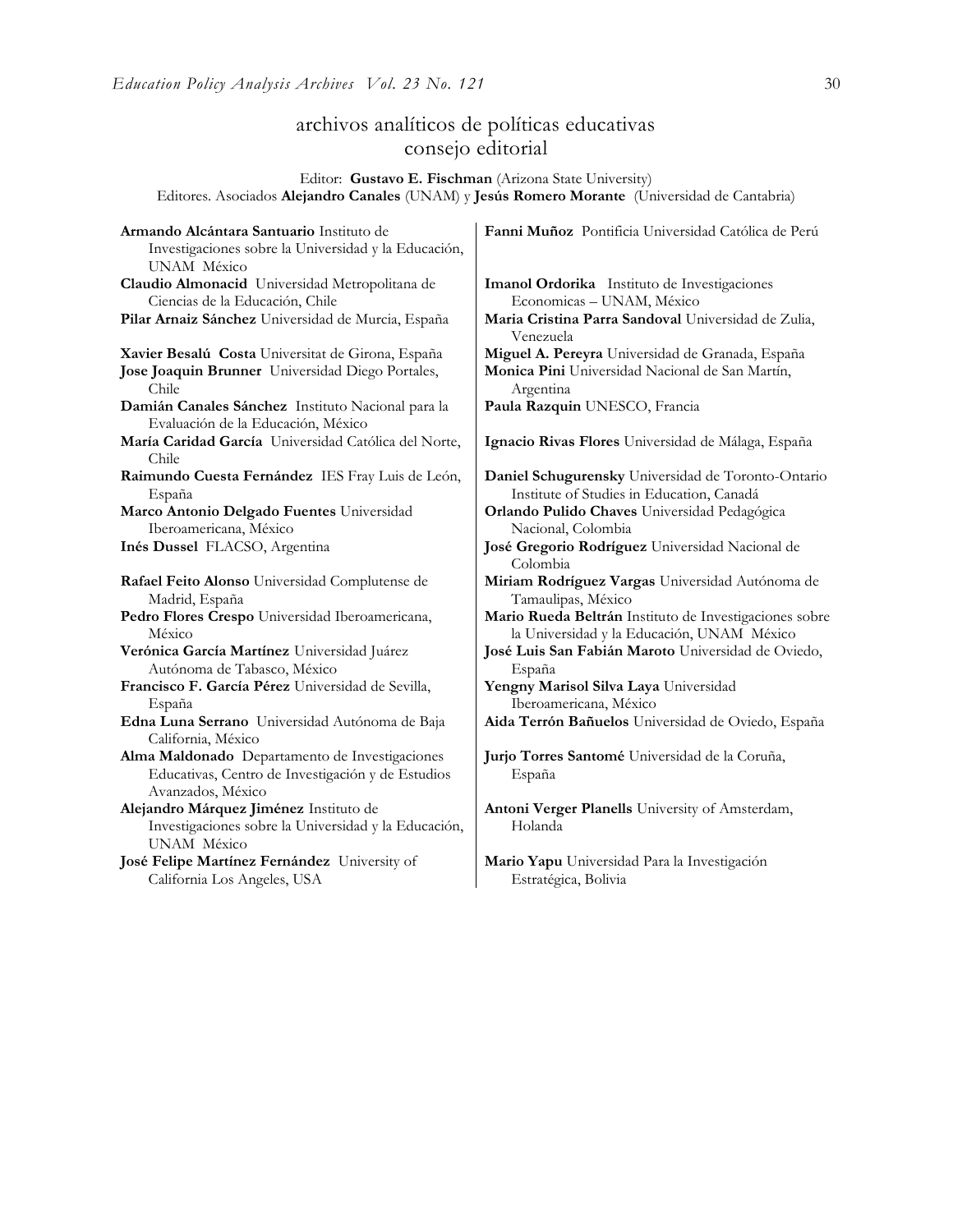# archivos analíticos de políticas educativas
## consejo editorial

Editor: **Gustavo E. Fischman** (Arizona State University)
Editores. Asociados **Alejandro Canales** (UNAM) y **Jesús Romero Morante** (Universidad de Cantabria)

**Armando Alcántara Santuario** Instituto de Investigaciones sobre la Universidad y la Educación, UNAM México

**Claudio Almonacid** Universidad Metropolitana de Ciencias de la Educación, Chile

**Pilar Arnaiz Sánchez** Universidad de Murcia, España

**Xavier Besalú Costa** Universitat de Girona, España

**Jose Joaquin Brunner** Universidad Diego Portales, Chile

**Damián Canales Sánchez** Instituto Nacional para la Evaluación de la Educación, México

**María Caridad García** Universidad Católica del Norte, Chile

**Raimundo Cuesta Fernández** IES Fray Luis de León, España

**Marco Antonio Delgado Fuentes** Universidad Iberoamericana, México

**Inés Dussel** FLACSO, Argentina

**Rafael Feito Alonso** Universidad Complutense de Madrid, España

**Pedro Flores Crespo** Universidad Iberoamericana, México

**Verónica García Martínez** Universidad Juárez Autónoma de Tabasco, México

**Francisco F. García Pérez** Universidad de Sevilla, España

**Edna Luna Serrano** Universidad Autónoma de Baja California, México

**Alma Maldonado** Departamento de Investigaciones Educativas, Centro de Investigación y de Estudios Avanzados, México

**Alejandro Márquez Jiménez** Instituto de Investigaciones sobre la Universidad y la Educación, UNAM México

**José Felipe Martínez Fernández** University of California Los Angeles, USA

**Fanni Muñoz** Pontificia Universidad Católica de Perú

**Imanol Ordorika** Instituto de Investigaciones Economicas – UNAM, México

**Maria Cristina Parra Sandoval** Universidad de Zulia, Venezuela

**Miguel A. Pereyra** Universidad de Granada, España

**Monica Pini** Universidad Nacional de San Martín, Argentina

**Paula Razquin** UNESCO, Francia

**Ignacio Rivas Flores** Universidad de Málaga, España

**Daniel Schugurensky** Universidad de Toronto-Ontario Institute of Studies in Education, Canadá

**Orlando Pulido Chaves** Universidad Pedagógica Nacional, Colombia

**José Gregorio Rodríguez** Universidad Nacional de Colombia

**Miriam Rodríguez Vargas** Universidad Autónoma de Tamaulipas, México

**Mario Rueda Beltrán** Instituto de Investigaciones sobre la Universidad y la Educación, UNAM México

**José Luis San Fabián Maroto** Universidad de Oviedo, España

**Yengny Marisol Silva Laya** Universidad Iberoamericana, México

**Aida Terrón Bañuelos** Universidad de Oviedo, España

**Jurjo Torres Santomé** Universidad de la Coruña, España

**Antoni Verger Planells** University of Amsterdam, Holanda

**Mario Yapu** Universidad Para la Investigación Estratégica, Bolivia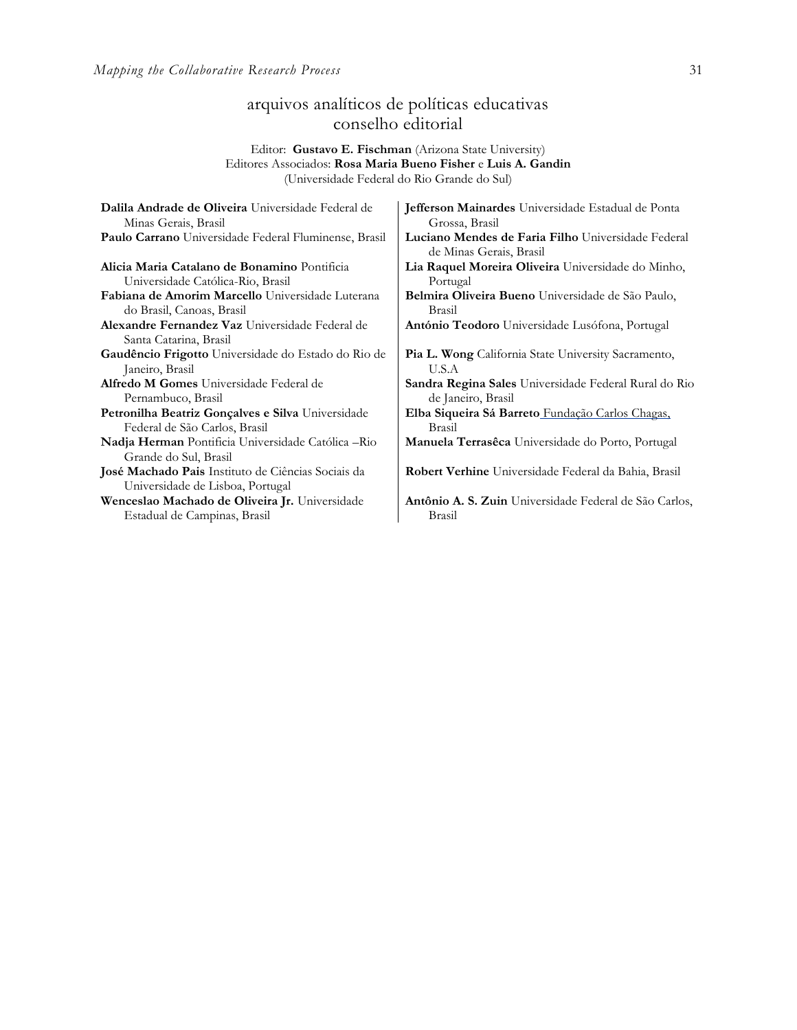# arquivos analíticos de políticas educativas
## conselho editorial

Editor: **Gustavo E. Fischman** (Arizona State University)
Editores Associados: **Rosa Maria Bueno Fisher** e **Luis A. Gandin**
(Universidade Federal do Rio Grande do Sul)

**Dalila Andrade de Oliveira** Universidade Federal de Minas Gerais, Brasil

**Paulo Carrano** Universidade Federal Fluminense, Brasil

**Alicia Maria Catalano de Bonamino** Pontificia Universidade Católica-Rio, Brasil

**Fabiana de Amorim Marcello** Universidade Luterana do Brasil, Canoas, Brasil

**Alexandre Fernandez Vaz** Universidade Federal de Santa Catarina, Brasil

**Gaudêncio Frigotto** Universidade do Estado do Rio de Janeiro, Brasil

**Alfredo M Gomes** Universidade Federal de Pernambuco, Brasil

**Petronilha Beatriz Gonçalves e Silva** Universidade Federal de São Carlos, Brasil

**Nadja Herman** Pontificia Universidade Católica –Rio Grande do Sul, Brasil

**José Machado Pais** Instituto de Ciências Sociais da Universidade de Lisboa, Portugal

**Wenceslao Machado de Oliveira Jr.** Universidade Estadual de Campinas, Brasil

**Jefferson Mainardes** Universidade Estadual de Ponta Grossa, Brasil

**Luciano Mendes de Faria Filho** Universidade Federal de Minas Gerais, Brasil

**Lia Raquel Moreira Oliveira** Universidade do Minho, Portugal

**Belmira Oliveira Bueno** Universidade de São Paulo, Brasil

**António Teodoro** Universidade Lusófona, Portugal

**Pia L. Wong** California State University Sacramento, U.S.A

**Sandra Regina Sales** Universidade Federal Rural do Rio de Janeiro, Brasil

**Elba Siqueira Sá Barreto** Fundação Carlos Chagas, Brasil

**Manuela Terrasêca** Universidade do Porto, Portugal

**Robert Verhine** Universidade Federal da Bahia, Brasil

**Antônio A. S. Zuin** Universidade Federal de São Carlos, Brasil